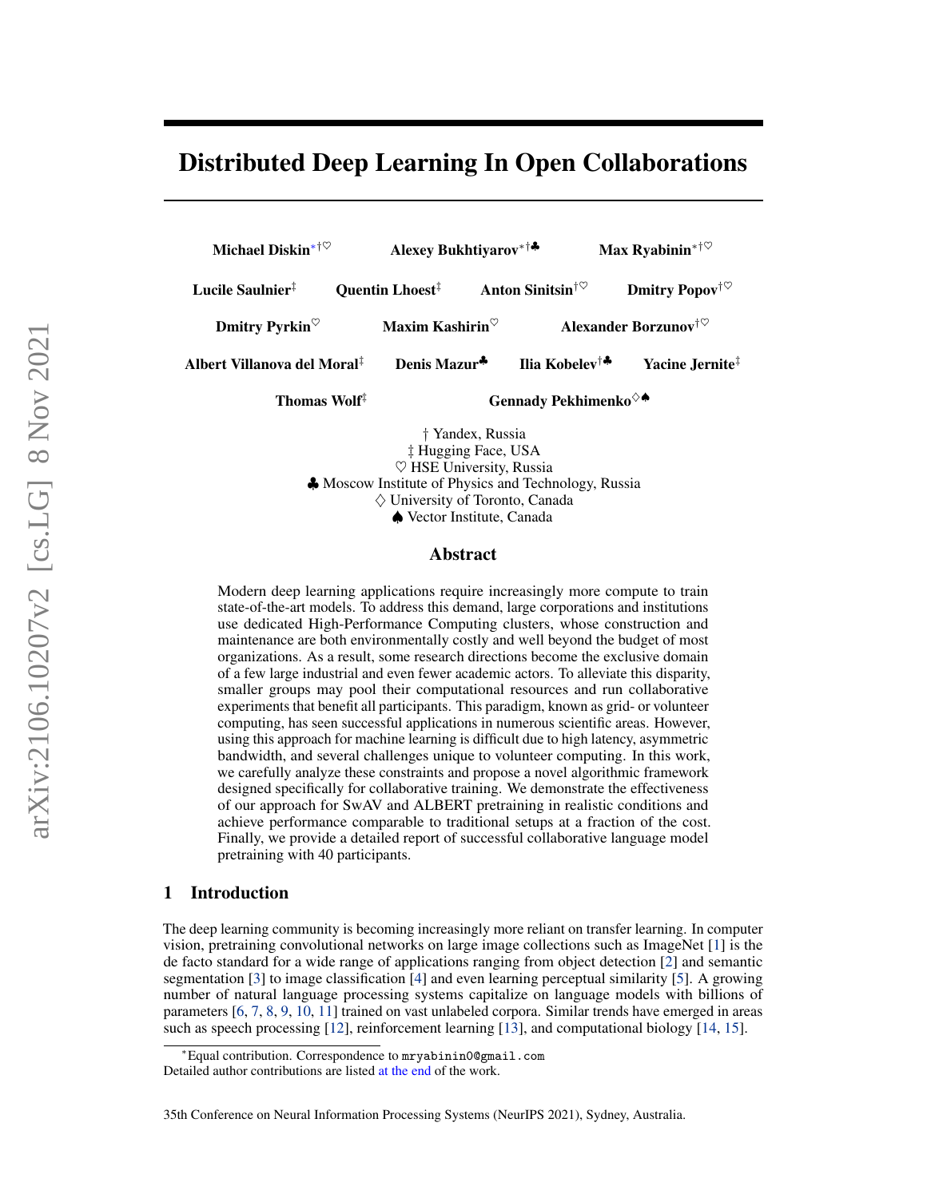# Distributed Deep Learning In Open Collaborations

**Michael Diskin**[∗†♡] **Alexey Bukhtiyarov**[∗†♣] **Max Ryabinin**[∗†♡]

**Lucile Saulnier**[‡] **Quentin Lhoest**[‡] **Anton Sinitsin**[†♡] **Dmitry Popov**[†♡]

**Dmitry Pyrkin**[♡] **Maxim Kashirin**[♡] **Alexander Borzunov**[†♡]

**Albert Villanova del Moral**[‡] **Denis Mazur**[♣] **Ilia Kobelev**[†♣] **Yacine Jernite**[‡]

**Thomas Wolf**[‡] **Gennady Pekhimenko**[♢♠]

† Yandex, Russia
‡ Hugging Face, USA
♡ HSE University, Russia
♣ Moscow Institute of Physics and Technology, Russia
♢ University of Toronto, Canada
♠ Vector Institute, Canada

## Abstract

Modern deep learning applications require increasingly more compute to train state-of-the-art models. To address this demand, large corporations and institutions use dedicated High-Performance Computing clusters, whose construction and maintenance are both environmentally costly and well beyond the budget of most organizations. As a result, some research directions become the exclusive domain of a few large industrial and even fewer academic actors. To alleviate this disparity, smaller groups may pool their computational resources and run collaborative experiments that benefit all participants. This paradigm, known as grid- or volunteer computing, has seen successful applications in numerous scientific areas. However, using this approach for machine learning is difficult due to high latency, asymmetric bandwidth, and several challenges unique to volunteer computing. In this work, we carefully analyze these constraints and propose a novel algorithmic framework designed specifically for collaborative training. We demonstrate the effectiveness of our approach for SwAV and ALBERT pretraining in realistic conditions and achieve performance comparable to traditional setups at a fraction of the cost. Finally, we provide a detailed report of successful collaborative language model pretraining with 40 participants.

## 1 Introduction

The deep learning community is becoming increasingly more reliant on transfer learning. In computer vision, pretraining convolutional networks on large image collections such as ImageNet [1] is the de facto standard for a wide range of applications ranging from object detection [2] and semantic segmentation [3] to image classification [4] and even learning perceptual similarity [5]. A growing number of natural language processing systems capitalize on language models with billions of parameters [6, 7, 8, 9, 10, 11] trained on vast unlabeled corpora. Similar trends have emerged in areas such as speech processing [12], reinforcement learning [13], and computational biology [14, 15].

∗Equal contribution. Correspondence to mryabinin0@gmail.com
Detailed author contributions are listed at the end of the work.

35th Conference on Neural Information Processing Systems (NeurIPS 2021), Sydney, Australia.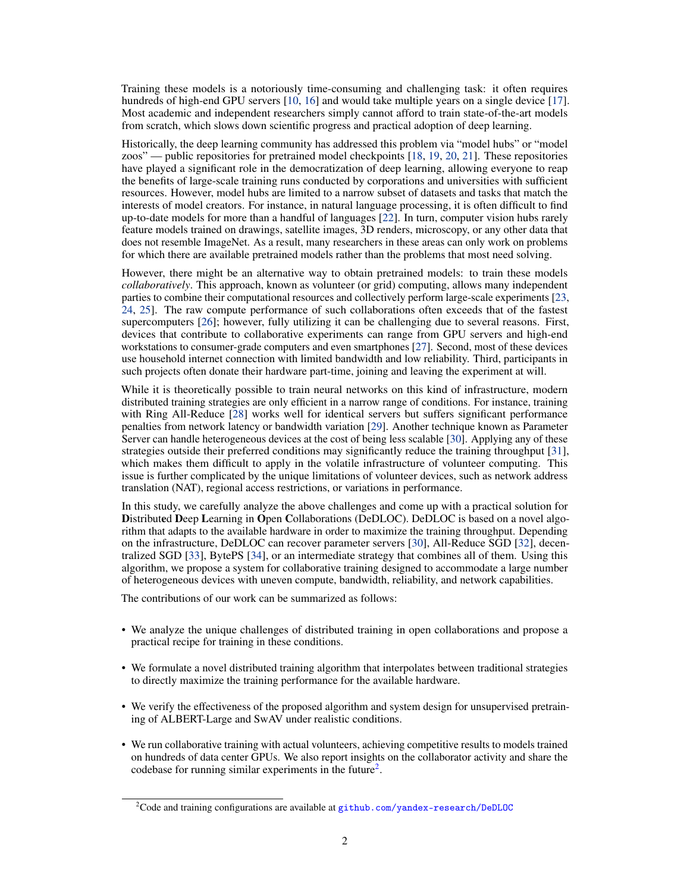Training these models is a notoriously time-consuming and challenging task: it often requires hundreds of high-end GPU servers [10, 16] and would take multiple years on a single device [17]. Most academic and independent researchers simply cannot afford to train state-of-the-art models from scratch, which slows down scientific progress and practical adoption of deep learning.

Historically, the deep learning community has addressed this problem via "model hubs" or "model zoos" — public repositories for pretrained model checkpoints [18, 19, 20, 21]. These repositories have played a significant role in the democratization of deep learning, allowing everyone to reap the benefits of large-scale training runs conducted by corporations and universities with sufficient resources. However, model hubs are limited to a narrow subset of datasets and tasks that match the interests of model creators. For instance, in natural language processing, it is often difficult to find up-to-date models for more than a handful of languages [22]. In turn, computer vision hubs rarely feature models trained on drawings, satellite images, 3D renders, microscopy, or any other data that does not resemble ImageNet. As a result, many researchers in these areas can only work on problems for which there are available pretrained models rather than the problems that most need solving.

However, there might be an alternative way to obtain pretrained models: to train these models *collaboratively*. This approach, known as volunteer (or grid) computing, allows many independent parties to combine their computational resources and collectively perform large-scale experiments [23, 24, 25]. The raw compute performance of such collaborations often exceeds that of the fastest supercomputers [26]; however, fully utilizing it can be challenging due to several reasons. First, devices that contribute to collaborative experiments can range from GPU servers and high-end workstations to consumer-grade computers and even smartphones [27]. Second, most of these devices use household internet connection with limited bandwidth and low reliability. Third, participants in such projects often donate their hardware part-time, joining and leaving the experiment at will.

While it is theoretically possible to train neural networks on this kind of infrastructure, modern distributed training strategies are only efficient in a narrow range of conditions. For instance, training with Ring All-Reduce [28] works well for identical servers but suffers significant performance penalties from network latency or bandwidth variation [29]. Another technique known as Parameter Server can handle heterogeneous devices at the cost of being less scalable [30]. Applying any of these strategies outside their preferred conditions may significantly reduce the training throughput [31], which makes them difficult to apply in the volatile infrastructure of volunteer computing. This issue is further complicated by the unique limitations of volunteer devices, such as network address translation (NAT), regional access restrictions, or variations in performance.

In this study, we carefully analyze the above challenges and come up with a practical solution for **D**istribut**e**d **D**eep **L**earning in **O**pen **C**ollaborations (DeDLOC). DeDLOC is based on a novel algorithm that adapts to the available hardware in order to maximize the training throughput. Depending on the infrastructure, DeDLOC can recover parameter servers [30], All-Reduce SGD [32], decentralized SGD [33], BytePS [34], or an intermediate strategy that combines all of them. Using this algorithm, we propose a system for collaborative training designed to accommodate a large number of heterogeneous devices with uneven compute, bandwidth, reliability, and network capabilities.

The contributions of our work can be summarized as follows:

- We analyze the unique challenges of distributed training in open collaborations and propose a practical recipe for training in these conditions.
- We formulate a novel distributed training algorithm that interpolates between traditional strategies to directly maximize the training performance for the available hardware.
- We verify the effectiveness of the proposed algorithm and system design for unsupervised pretraining of ALBERT-Large and SwAV under realistic conditions.
- We run collaborative training with actual volunteers, achieving competitive results to models trained on hundreds of data center GPUs. We also report insights on the collaborator activity and share the codebase for running similar experiments in the future[2].

[2]Code and training configurations are available at github.com/yandex-research/DeDLOC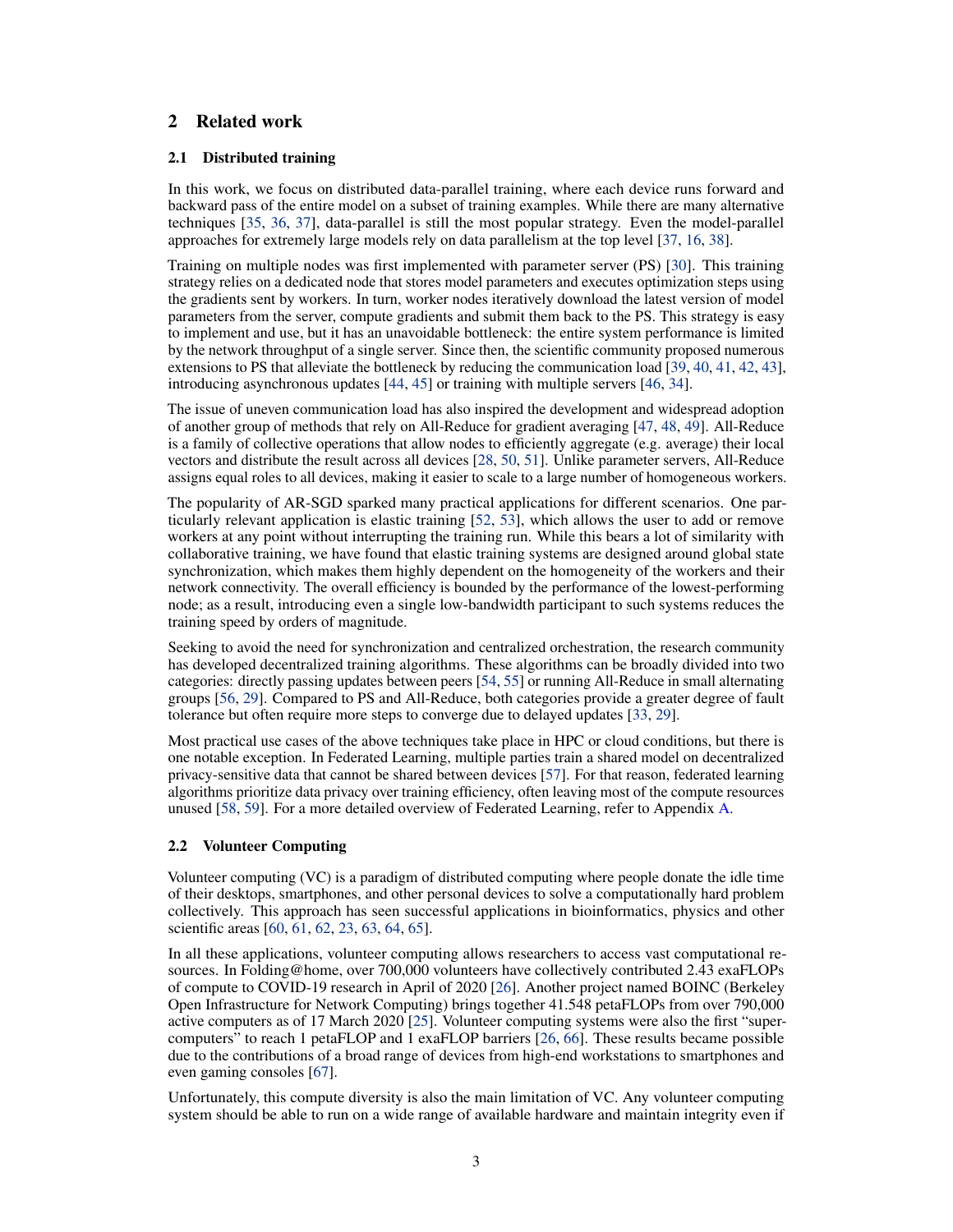## 2 Related work

### 2.1 Distributed training

In this work, we focus on distributed data-parallel training, where each device runs forward and backward pass of the entire model on a subset of training examples. While there are many alternative techniques [35, 36, 37], data-parallel is still the most popular strategy. Even the model-parallel approaches for extremely large models rely on data parallelism at the top level [37, 16, 38].

Training on multiple nodes was first implemented with parameter server (PS) [30]. This training strategy relies on a dedicated node that stores model parameters and executes optimization steps using the gradients sent by workers. In turn, worker nodes iteratively download the latest version of model parameters from the server, compute gradients and submit them back to the PS. This strategy is easy to implement and use, but it has an unavoidable bottleneck: the entire system performance is limited by the network throughput of a single server. Since then, the scientific community proposed numerous extensions to PS that alleviate the bottleneck by reducing the communication load [39, 40, 41, 42, 43], introducing asynchronous updates [44, 45] or training with multiple servers [46, 34].

The issue of uneven communication load has also inspired the development and widespread adoption of another group of methods that rely on All-Reduce for gradient averaging [47, 48, 49]. All-Reduce is a family of collective operations that allow nodes to efficiently aggregate (e.g. average) their local vectors and distribute the result across all devices [28, 50, 51]. Unlike parameter servers, All-Reduce assigns equal roles to all devices, making it easier to scale to a large number of homogeneous workers.

The popularity of AR-SGD sparked many practical applications for different scenarios. One particularly relevant application is elastic training [52, 53], which allows the user to add or remove workers at any point without interrupting the training run. While this bears a lot of similarity with collaborative training, we have found that elastic training systems are designed around global state synchronization, which makes them highly dependent on the homogeneity of the workers and their network connectivity. The overall efficiency is bounded by the performance of the lowest-performing node; as a result, introducing even a single low-bandwidth participant to such systems reduces the training speed by orders of magnitude.

Seeking to avoid the need for synchronization and centralized orchestration, the research community has developed decentralized training algorithms. These algorithms can be broadly divided into two categories: directly passing updates between peers [54, 55] or running All-Reduce in small alternating groups [56, 29]. Compared to PS and All-Reduce, both categories provide a greater degree of fault tolerance but often require more steps to converge due to delayed updates [33, 29].

Most practical use cases of the above techniques take place in HPC or cloud conditions, but there is one notable exception. In Federated Learning, multiple parties train a shared model on decentralized privacy-sensitive data that cannot be shared between devices [57]. For that reason, federated learning algorithms prioritize data privacy over training efficiency, often leaving most of the compute resources unused [58, 59]. For a more detailed overview of Federated Learning, refer to Appendix A.

### 2.2 Volunteer Computing

Volunteer computing (VC) is a paradigm of distributed computing where people donate the idle time of their desktops, smartphones, and other personal devices to solve a computationally hard problem collectively. This approach has seen successful applications in bioinformatics, physics and other scientific areas [60, 61, 62, 23, 63, 64, 65].

In all these applications, volunteer computing allows researchers to access vast computational resources. In Folding@home, over 700,000 volunteers have collectively contributed 2.43 exaFLOPs of compute to COVID-19 research in April of 2020 [26]. Another project named BOINC (Berkeley Open Infrastructure for Network Computing) brings together 41.548 petaFLOPs from over 790,000 active computers as of 17 March 2020 [25]. Volunteer computing systems were also the first "supercomputers" to reach 1 petaFLOP and 1 exaFLOP barriers [26, 66]. These results became possible due to the contributions of a broad range of devices from high-end workstations to smartphones and even gaming consoles [67].

Unfortunately, this compute diversity is also the main limitation of VC. Any volunteer computing system should be able to run on a wide range of available hardware and maintain integrity even if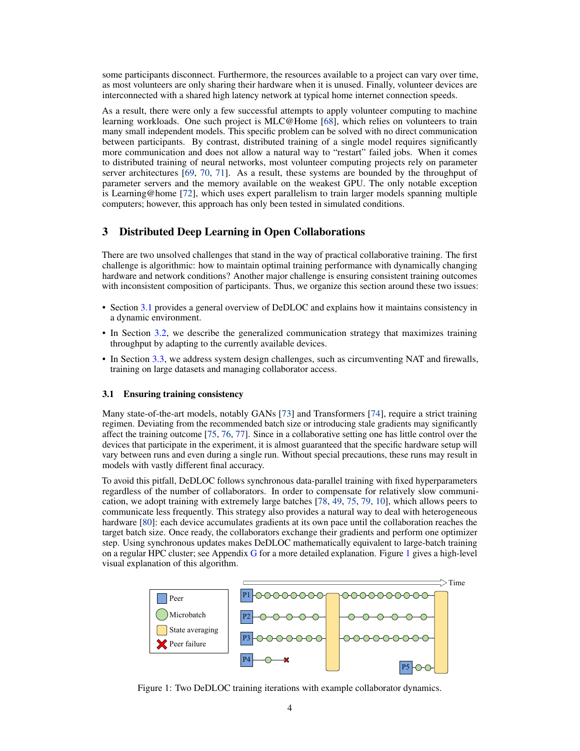some participants disconnect. Furthermore, the resources available to a project can vary over time, as most volunteers are only sharing their hardware when it is unused. Finally, volunteer devices are interconnected with a shared high latency network at typical home internet connection speeds.

As a result, there were only a few successful attempts to apply volunteer computing to machine learning workloads. One such project is MLC@Home [68], which relies on volunteers to train many small independent models. This specific problem can be solved with no direct communication between participants. By contrast, distributed training of a single model requires significantly more communication and does not allow a natural way to "restart" failed jobs. When it comes to distributed training of neural networks, most volunteer computing projects rely on parameter server architectures [69, 70, 71]. As a result, these systems are bounded by the throughput of parameter servers and the memory available on the weakest GPU. The only notable exception is Learning@home [72], which uses expert parallelism to train larger models spanning multiple computers; however, this approach has only been tested in simulated conditions.

## 3 Distributed Deep Learning in Open Collaborations

There are two unsolved challenges that stand in the way of practical collaborative training. The first challenge is algorithmic: how to maintain optimal training performance with dynamically changing hardware and network conditions? Another major challenge is ensuring consistent training outcomes with inconsistent composition of participants. Thus, we organize this section around these two issues:

- Section 3.1 provides a general overview of DeDLOC and explains how it maintains consistency in a dynamic environment.
- In Section 3.2, we describe the generalized communication strategy that maximizes training throughput by adapting to the currently available devices.
- In Section 3.3, we address system design challenges, such as circumventing NAT and firewalls, training on large datasets and managing collaborator access.

### 3.1 Ensuring training consistency

Many state-of-the-art models, notably GANs [73] and Transformers [74], require a strict training regimen. Deviating from the recommended batch size or introducing stale gradients may significantly affect the training outcome [75, 76, 77]. Since in a collaborative setting one has little control over the devices that participate in the experiment, it is almost guaranteed that the specific hardware setup will vary between runs and even during a single run. Without special precautions, these runs may result in models with vastly different final accuracy.

To avoid this pitfall, DeDLOC follows synchronous data-parallel training with fixed hyperparameters regardless of the number of collaborators. In order to compensate for relatively slow communication, we adopt training with extremely large batches [78, 49, 75, 79, 10], which allows peers to communicate less frequently. This strategy also provides a natural way to deal with heterogeneous hardware [80]: each device accumulates gradients at its own pace until the collaboration reaches the target batch size. Once ready, the collaborators exchange their gradients and perform one optimizer step. Using synchronous updates makes DeDLOC mathematically equivalent to large-batch training on a regular HPC cluster; see Appendix G for a more detailed explanation. Figure 1 gives a high-level visual explanation of this algorithm.

Figure 1: Two DeDLOC training iterations with example collaborator dynamics.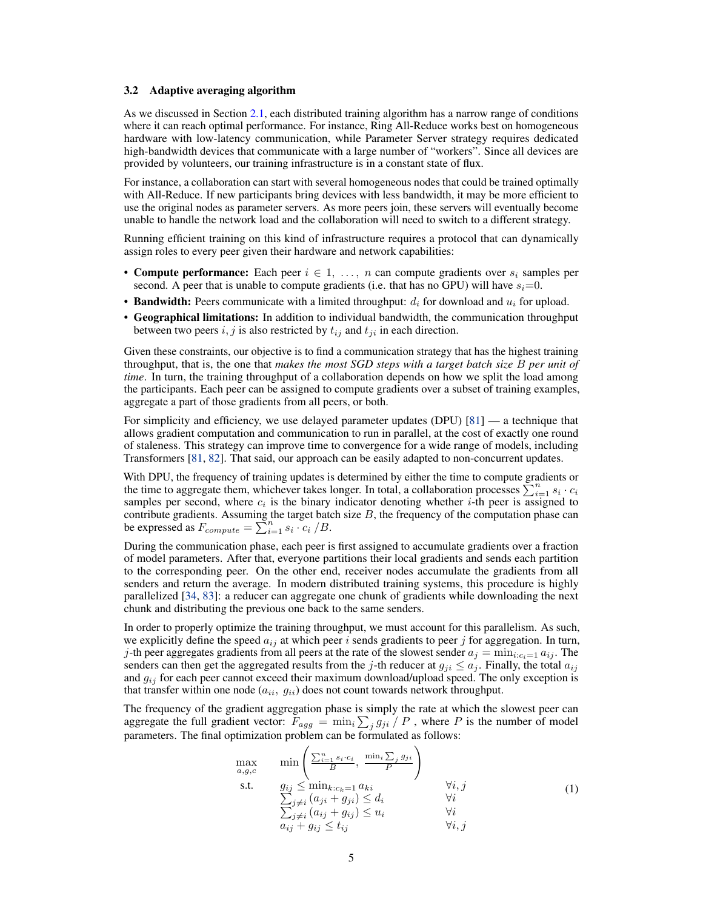### 3.2 Adaptive averaging algorithm

As we discussed in Section 2.1, each distributed training algorithm has a narrow range of conditions where it can reach optimal performance. For instance, Ring All-Reduce works best on homogeneous hardware with low-latency communication, while Parameter Server strategy requires dedicated high-bandwidth devices that communicate with a large number of "workers". Since all devices are provided by volunteers, our training infrastructure is in a constant state of flux.

For instance, a collaboration can start with several homogeneous nodes that could be trained optimally with All-Reduce. If new participants bring devices with less bandwidth, it may be more efficient to use the original nodes as parameter servers. As more peers join, these servers will eventually become unable to handle the network load and the collaboration will need to switch to a different strategy.

Running efficient training on this kind of infrastructure requires a protocol that can dynamically assign roles to every peer given their hardware and network capabilities:

- **Compute performance:** Each peer $i \in 1, \ \ldots, \ n$ can compute gradients over $s_i$ samples per second. A peer that is unable to compute gradients (i.e. that has no GPU) will have $s_i{=}0$.
- **Bandwidth:** Peers communicate with a limited throughput: $d_i$ for download and $u_i$ for upload.
- **Geographical limitations:** In addition to individual bandwidth, the communication throughput between two peers $i, j$ is also restricted by $t_{ij}$ and $t_{ji}$ in each direction.

Given these constraints, our objective is to find a communication strategy that has the highest training throughput, that is, the one that *makes the most SGD steps with a target batch size $B$ per unit of time*. In turn, the training throughput of a collaboration depends on how we split the load among the participants. Each peer can be assigned to compute gradients over a subset of training examples, aggregate a part of those gradients from all peers, or both.

For simplicity and efficiency, we use delayed parameter updates (DPU) [81] — a technique that allows gradient computation and communication to run in parallel, at the cost of exactly one round of staleness. This strategy can improve time to convergence for a wide range of models, including Transformers [81, 82]. That said, our approach can be easily adapted to non-concurrent updates.

With DPU, the frequency of training updates is determined by either the time to compute gradients or the time to aggregate them, whichever takes longer. In total, a collaboration processes $\sum_{i=1}^{n} s_i \cdot c_i$ samples per second, where $c_i$ is the binary indicator denoting whether $i$-th peer is assigned to contribute gradients. Assuming the target batch size $B$, the frequency of the computation phase can be expressed as $F_{compute} = \sum_{i=1}^{n} s_i \cdot c_i \ / B$.

During the communication phase, each peer is first assigned to accumulate gradients over a fraction of model parameters. After that, everyone partitions their local gradients and sends each partition to the corresponding peer. On the other end, receiver nodes accumulate the gradients from all senders and return the average. In modern distributed training systems, this procedure is highly parallelized [34, 83]: a reducer can aggregate one chunk of gradients while downloading the next chunk and distributing the previous one back to the same senders.

In order to properly optimize the training throughput, we must account for this parallelism. As such, we explicitly define the speed $a_{ij}$ at which peer $i$ sends gradients to peer $j$ for aggregation. In turn, $j$-th peer aggregates gradients from all peers at the rate of the slowest sender $a_j = \min_{i:c_i=1} a_{ij}$. The senders can then get the aggregated results from the $j$-th reducer at $g_{ji} \leq a_j$. Finally, the total $a_{ij}$ and $g_{ij}$ for each peer cannot exceed their maximum download/upload speed. The only exception is that transfer within one node ($a_{ii}, \ g_{ii}$) does not count towards network throughput.

The frequency of the gradient aggregation phase is simply the rate at which the slowest peer can aggregate the full gradient vector: $F_{agg} = \min_i \sum_j g_{ji} \ / \ P$ , where $P$ is the number of model parameters. The final optimization problem can be formulated as follows:

$$
\begin{array}{lll}
\max\limits_{a,g,c} & \min\left(\frac{\sum_{i=1}^{n} s_i \cdot c_i}{B}, \ \frac{\min_i \sum_j g_{ji}}{P}\right) & \\
\text{s.t.} & g_{ij} \leq \min_{k:c_k=1} a_{ki} & \forall i, j \\
& \sum_{j \neq i} (a_{ji} + g_{ji}) \leq d_i & \forall i \\
& \sum_{j \neq i} (a_{ij} + g_{ij}) \leq u_i & \forall i \\
& a_{ij} + g_{ij} \leq t_{ij} & \forall i, j
\end{array}
\tag{1}
$$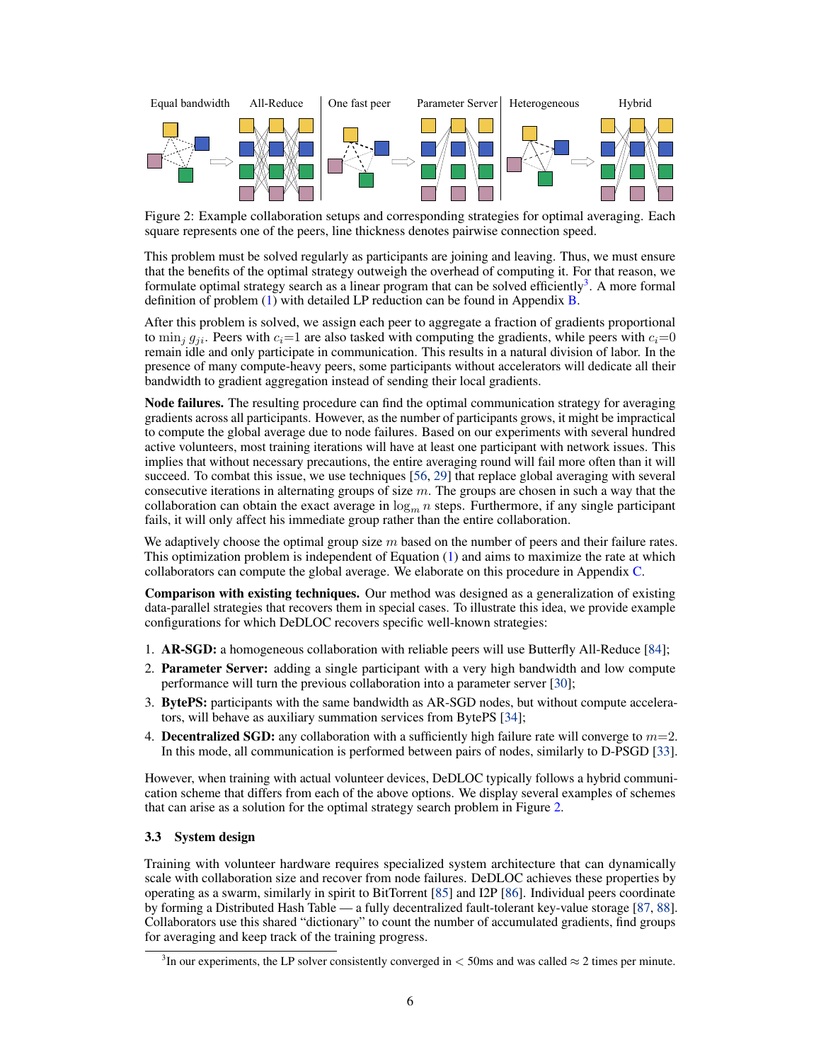Figure 2: Example collaboration setups and corresponding strategies for optimal averaging. Each square represents one of the peers, line thickness denotes pairwise connection speed.

This problem must be solved regularly as participants are joining and leaving. Thus, we must ensure that the benefits of the optimal strategy outweigh the overhead of computing it. For that reason, we formulate optimal strategy search as a linear program that can be solved efficiently[3]. A more formal definition of problem (1) with detailed LP reduction can be found in Appendix B.

After this problem is solved, we assign each peer to aggregate a fraction of gradients proportional to $\min_j g_{ji}$. Peers with $c_i$=1 are also tasked with computing the gradients, while peers with $c_i$=0 remain idle and only participate in communication. This results in a natural division of labor. In the presence of many compute-heavy peers, some participants without accelerators will dedicate all their bandwidth to gradient aggregation instead of sending their local gradients.

**Node failures.** The resulting procedure can find the optimal communication strategy for averaging gradients across all participants. However, as the number of participants grows, it might be impractical to compute the global average due to node failures. Based on our experiments with several hundred active volunteers, most training iterations will have at least one participant with network issues. This implies that without necessary precautions, the entire averaging round will fail more often than it will succeed. To combat this issue, we use techniques [56, 29] that replace global averaging with several consecutive iterations in alternating groups of size $m$. The groups are chosen in such a way that the collaboration can obtain the exact average in $\log_m n$ steps. Furthermore, if any single participant fails, it will only affect his immediate group rather than the entire collaboration.

We adaptively choose the optimal group size $m$ based on the number of peers and their failure rates. This optimization problem is independent of Equation (1) and aims to maximize the rate at which collaborators can compute the global average. We elaborate on this procedure in Appendix C.

**Comparison with existing techniques.** Our method was designed as a generalization of existing data-parallel strategies that recovers them in special cases. To illustrate this idea, we provide example configurations for which DeDLOC recovers specific well-known strategies:

1. **AR-SGD:** a homogeneous collaboration with reliable peers will use Butterfly All-Reduce [84];
2. **Parameter Server:** adding a single participant with a very high bandwidth and low compute performance will turn the previous collaboration into a parameter server [30];
3. **BytePS:** participants with the same bandwidth as AR-SGD nodes, but without compute accelerators, will behave as auxiliary summation services from BytePS [34];
4. **Decentralized SGD:** any collaboration with a sufficiently high failure rate will converge to $m$=2. In this mode, all communication is performed between pairs of nodes, similarly to D-PSGD [33].

However, when training with actual volunteer devices, DeDLOC typically follows a hybrid communication scheme that differs from each of the above options. We display several examples of schemes that can arise as a solution for the optimal strategy search problem in Figure 2.

### 3.3 System design

Training with volunteer hardware requires specialized system architecture that can dynamically scale with collaboration size and recover from node failures. DeDLOC achieves these properties by operating as a swarm, similarly in spirit to BitTorrent [85] and I2P [86]. Individual peers coordinate by forming a Distributed Hash Table — a fully decentralized fault-tolerant key-value storage [87, 88]. Collaborators use this shared "dictionary" to count the number of accumulated gradients, find groups for averaging and keep track of the training progress.

[3] In our experiments, the LP solver consistently converged in $< 50$ms and was called $\approx 2$ times per minute.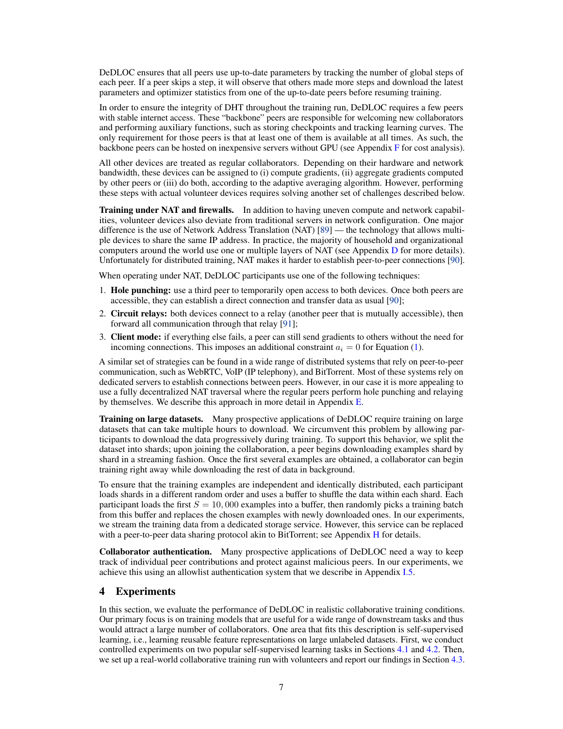DeDLOC ensures that all peers use up-to-date parameters by tracking the number of global steps of each peer. If a peer skips a step, it will observe that others made more steps and download the latest parameters and optimizer statistics from one of the up-to-date peers before resuming training.

In order to ensure the integrity of DHT throughout the training run, DeDLOC requires a few peers with stable internet access. These "backbone" peers are responsible for welcoming new collaborators and performing auxiliary functions, such as storing checkpoints and tracking learning curves. The only requirement for those peers is that at least one of them is available at all times. As such, the backbone peers can be hosted on inexpensive servers without GPU (see Appendix F for cost analysis).

All other devices are treated as regular collaborators. Depending on their hardware and network bandwidth, these devices can be assigned to (i) compute gradients, (ii) aggregate gradients computed by other peers or (iii) do both, according to the adaptive averaging algorithm. However, performing these steps with actual volunteer devices requires solving another set of challenges described below.

**Training under NAT and firewalls.** In addition to having uneven compute and network capabilities, volunteer devices also deviate from traditional servers in network configuration. One major difference is the use of Network Address Translation (NAT) [89] — the technology that allows multiple devices to share the same IP address. In practice, the majority of household and organizational computers around the world use one or multiple layers of NAT (see Appendix D for more details). Unfortunately for distributed training, NAT makes it harder to establish peer-to-peer connections [90].

When operating under NAT, DeDLOC participants use one of the following techniques:

1. **Hole punching:** use a third peer to temporarily open access to both devices. Once both peers are accessible, they can establish a direct connection and transfer data as usual [90];
2. **Circuit relays:** both devices connect to a relay (another peer that is mutually accessible), then forward all communication through that relay [91];
3. **Client mode:** if everything else fails, a peer can still send gradients to others without the need for incoming connections. This imposes an additional constraint $a_i = 0$ for Equation (1).

A similar set of strategies can be found in a wide range of distributed systems that rely on peer-to-peer communication, such as WebRTC, VoIP (IP telephony), and BitTorrent. Most of these systems rely on dedicated servers to establish connections between peers. However, in our case it is more appealing to use a fully decentralized NAT traversal where the regular peers perform hole punching and relaying by themselves. We describe this approach in more detail in Appendix E.

**Training on large datasets.** Many prospective applications of DeDLOC require training on large datasets that can take multiple hours to download. We circumvent this problem by allowing participants to download the data progressively during training. To support this behavior, we split the dataset into shards; upon joining the collaboration, a peer begins downloading examples shard by shard in a streaming fashion. Once the first several examples are obtained, a collaborator can begin training right away while downloading the rest of data in background.

To ensure that the training examples are independent and identically distributed, each participant loads shards in a different random order and uses a buffer to shuffle the data within each shard. Each participant loads the first $S = 10,000$ examples into a buffer, then randomly picks a training batch from this buffer and replaces the chosen examples with newly downloaded ones. In our experiments, we stream the training data from a dedicated storage service. However, this service can be replaced with a peer-to-peer data sharing protocol akin to BitTorrent; see Appendix H for details.

**Collaborator authentication.** Many prospective applications of DeDLOC need a way to keep track of individual peer contributions and protect against malicious peers. In our experiments, we achieve this using an allowlist authentication system that we describe in Appendix I.5.

## 4 Experiments

In this section, we evaluate the performance of DeDLOC in realistic collaborative training conditions. Our primary focus is on training models that are useful for a wide range of downstream tasks and thus would attract a large number of collaborators. One area that fits this description is self-supervised learning, i.e., learning reusable feature representations on large unlabeled datasets. First, we conduct controlled experiments on two popular self-supervised learning tasks in Sections 4.1 and 4.2. Then, we set up a real-world collaborative training run with volunteers and report our findings in Section 4.3.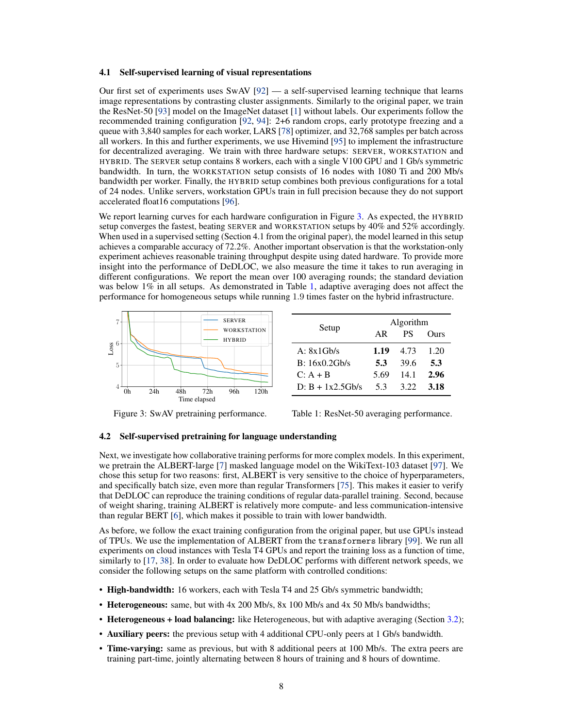### 4.1 Self-supervised learning of visual representations

Our first set of experiments uses SwAV [92] — a self-supervised learning technique that learns image representations by contrasting cluster assignments. Similarly to the original paper, we train the ResNet-50 [93] model on the ImageNet dataset [1] without labels. Our experiments follow the recommended training configuration [92, 94]: 2+6 random crops, early prototype freezing and a queue with 3,840 samples for each worker, LARS [78] optimizer, and 32,768 samples per batch across all workers. In this and further experiments, we use Hivemind [95] to implement the infrastructure for decentralized averaging. We train with three hardware setups: SERVER, WORKSTATION and HYBRID. The SERVER setup contains 8 workers, each with a single V100 GPU and 1 Gb/s symmetric bandwidth. In turn, the WORKSTATION setup consists of 16 nodes with 1080 Ti and 200 Mb/s bandwidth per worker. Finally, the HYBRID setup combines both previous configurations for a total of 24 nodes. Unlike servers, workstation GPUs train in full precision because they do not support accelerated float16 computations [96].

We report learning curves for each hardware configuration in Figure 3. As expected, the HYBRID setup converges the fastest, beating SERVER and WORKSTATION setups by 40% and 52% accordingly. When used in a supervised setting (Section 4.1 from the original paper), the model learned in this setup achieves a comparable accuracy of 72.2%. Another important observation is that the workstation-only experiment achieves reasonable training throughput despite using dated hardware. To provide more insight into the performance of DeDLOC, we also measure the time it takes to run averaging in different configurations. We report the mean over 100 averaging rounds; the standard deviation was below 1% in all setups. As demonstrated in Table 1, adaptive averaging does not affect the performance for homogeneous setups while running 1.9 times faster on the hybrid infrastructure.

Figure 3: SwAV pretraining performance.

| Setup | Algorithm | | |
|---|---|---|---|
| | AR | PS | Ours |
| A: 8x1Gb/s | **1.19** | 4.73 | 1.20 |
| B: 16x0.2Gb/s | **5.3** | 39.6 | **5.3** |
| C: A + B | 5.69 | 14.1 | **2.96** |
| D: B + 1x2.5Gb/s | 5.3 | 3.22 | **3.18** |

Table 1: ResNet-50 averaging performance.

### 4.2 Self-supervised pretraining for language understanding

Next, we investigate how collaborative training performs for more complex models. In this experiment, we pretrain the ALBERT-large [7] masked language model on the WikiText-103 dataset [97]. We chose this setup for two reasons: first, ALBERT is very sensitive to the choice of hyperparameters, and specifically batch size, even more than regular Transformers [75]. This makes it easier to verify that DeDLOC can reproduce the training conditions of regular data-parallel training. Second, because of weight sharing, training ALBERT is relatively more compute- and less communication-intensive than regular BERT [6], which makes it possible to train with lower bandwidth.

As before, we follow the exact training configuration from the original paper, but use GPUs instead of TPUs. We use the implementation of ALBERT from the `transformers` library [99]. We run all experiments on cloud instances with Tesla T4 GPUs and report the training loss as a function of time, similarly to [17, 38]. In order to evaluate how DeDLOC performs with different network speeds, we consider the following setups on the same platform with controlled conditions:

- **High-bandwidth:** 16 workers, each with Tesla T4 and 25 Gb/s symmetric bandwidth;
- **Heterogeneous:** same, but with 4x 200 Mb/s, 8x 100 Mb/s and 4x 50 Mb/s bandwidths;
- **Heterogeneous + load balancing:** like Heterogeneous, but with adaptive averaging (Section 3.2);
- **Auxiliary peers:** the previous setup with 4 additional CPU-only peers at 1 Gb/s bandwidth.
- **Time-varying:** same as previous, but with 8 additional peers at 100 Mb/s. The extra peers are training part-time, jointly alternating between 8 hours of training and 8 hours of downtime.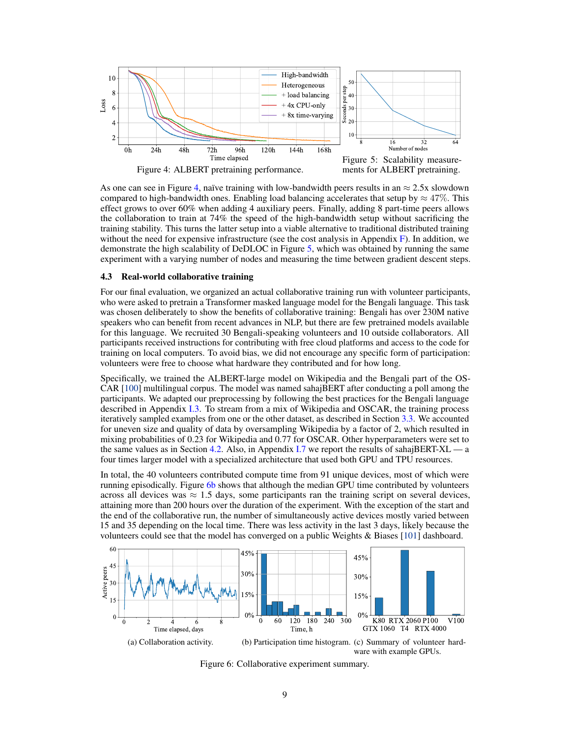Figure 4: ALBERT pretraining performance.

Figure 5: Scalability measurements for ALBERT pretraining.

As one can see in Figure 4, naïve training with low-bandwidth peers results in an $\approx$ 2.5x slowdown compared to high-bandwidth ones. Enabling load balancing accelerates that setup by $\approx 47\%$. This effect grows to over 60% when adding 4 auxiliary peers. Finally, adding 8 part-time peers allows the collaboration to train at 74% the speed of the high-bandwidth setup without sacrificing the training stability. This turns the latter setup into a viable alternative to traditional distributed training without the need for expensive infrastructure (see the cost analysis in Appendix F). In addition, we demonstrate the high scalability of DeDLOC in Figure 5, which was obtained by running the same experiment with a varying number of nodes and measuring the time between gradient descent steps.

### 4.3 Real-world collaborative training

For our final evaluation, we organized an actual collaborative training run with volunteer participants, who were asked to pretrain a Transformer masked language model for the Bengali language. This task was chosen deliberately to show the benefits of collaborative training: Bengali has over 230M native speakers who can benefit from recent advances in NLP, but there are few pretrained models available for this language. We recruited 30 Bengali-speaking volunteers and 10 outside collaborators. All participants received instructions for contributing with free cloud platforms and access to the code for training on local computers. To avoid bias, we did not encourage any specific form of participation: volunteers were free to choose what hardware they contributed and for how long.

Specifically, we trained the ALBERT-large model on Wikipedia and the Bengali part of the OSCAR [100] multilingual corpus. The model was named sahajBERT after conducting a poll among the participants. We adapted our preprocessing by following the best practices for the Bengali language described in Appendix I.3. To stream from a mix of Wikipedia and OSCAR, the training process iteratively sampled examples from one or the other dataset, as described in Section 3.3. We accounted for uneven size and quality of data by oversampling Wikipedia by a factor of 2, which resulted in mixing probabilities of 0.23 for Wikipedia and 0.77 for OSCAR. Other hyperparameters were set to the same values as in Section 4.2. Also, in Appendix I.7 we report the results of sahajBERT-XL — a four times larger model with a specialized architecture that used both GPU and TPU resources.

In total, the 40 volunteers contributed compute time from 91 unique devices, most of which were running episodically. Figure 6b shows that although the median GPU time contributed by volunteers across all devices was $\approx$ 1.5 days, some participants ran the training script on several devices, attaining more than 200 hours over the duration of the experiment. With the exception of the start and the end of the collaborative run, the number of simultaneously active devices mostly varied between 15 and 35 depending on the local time. There was less activity in the last 3 days, likely because the volunteers could see that the model has converged on a public Weights & Biases [101] dashboard.

(a) Collaboration activity. (b) Participation time histogram. (c) Summary of volunteer hardware with example GPUs.

Figure 6: Collaborative experiment summary.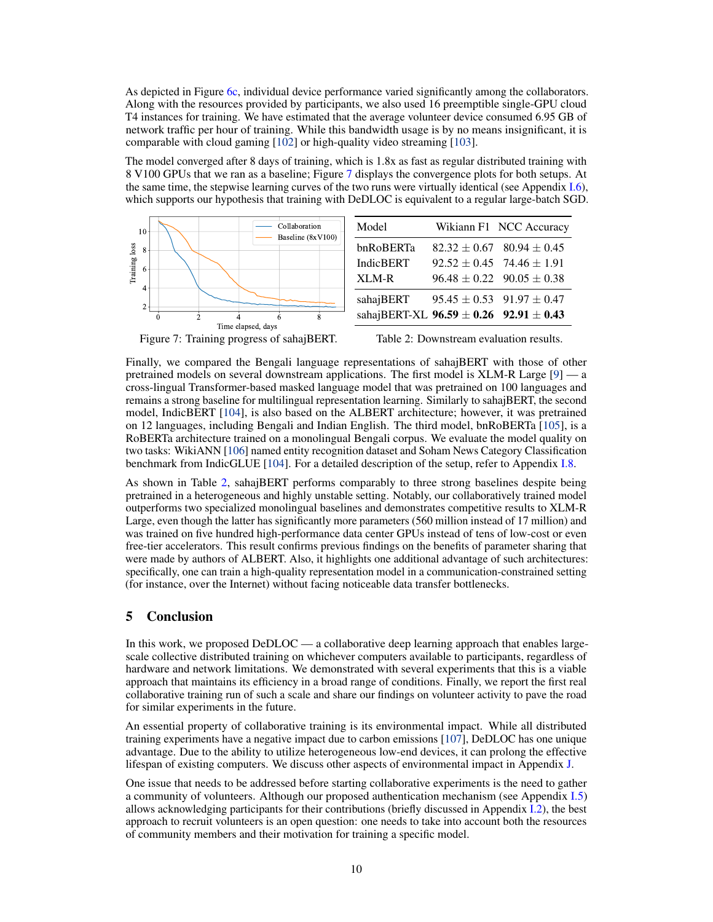As depicted in Figure 6c, individual device performance varied significantly among the collaborators. Along with the resources provided by participants, we also used 16 preemptible single-GPU cloud T4 instances for training. We have estimated that the average volunteer device consumed 6.95 GB of network traffic per hour of training. While this bandwidth usage is by no means insignificant, it is comparable with cloud gaming [102] or high-quality video streaming [103].

The model converged after 8 days of training, which is 1.8x as fast as regular distributed training with 8 V100 GPUs that we ran as a baseline; Figure 7 displays the convergence plots for both setups. At the same time, the stepwise learning curves of the two runs were virtually identical (see Appendix I.6), which supports our hypothesis that training with DeDLOC is equivalent to a regular large-batch SGD.

Figure 7: Training progress of sahajBERT.

| Model | Wikiann F1 | NCC Accuracy |
|---|---|---|
| bnRoBERTa | $82.32 \pm 0.67$ | $80.94 \pm 0.45$ |
| IndicBERT | $92.52 \pm 0.45$ | $74.46 \pm 1.91$ |
| XLM-R | $96.48 \pm 0.22$ | $90.05 \pm 0.38$ |
| sahajBERT | $95.45 \pm 0.53$ | $91.97 \pm 0.47$ |
| sahajBERT-XL | $\mathbf{96.59 \pm 0.26}$ | $\mathbf{92.91 \pm 0.43}$ |

Table 2: Downstream evaluation results.

Finally, we compared the Bengali language representations of sahajBERT with those of other pretrained models on several downstream applications. The first model is XLM-R Large [9] — a cross-lingual Transformer-based masked language model that was pretrained on 100 languages and remains a strong baseline for multilingual representation learning. Similarly to sahajBERT, the second model, IndicBERT [104], is also based on the ALBERT architecture; however, it was pretrained on 12 languages, including Bengali and Indian English. The third model, bnRoBERTa [105], is a RoBERTa architecture trained on a monolingual Bengali corpus. We evaluate the model quality on two tasks: WikiANN [106] named entity recognition dataset and Soham News Category Classification benchmark from IndicGLUE [104]. For a detailed description of the setup, refer to Appendix I.8.

As shown in Table 2, sahajBERT performs comparably to three strong baselines despite being pretrained in a heterogeneous and highly unstable setting. Notably, our collaboratively trained model outperforms two specialized monolingual baselines and demonstrates competitive results to XLM-R Large, even though the latter has significantly more parameters (560 million instead of 17 million) and was trained on five hundred high-performance data center GPUs instead of tens of low-cost or even free-tier accelerators. This result confirms previous findings on the benefits of parameter sharing that were made by authors of ALBERT. Also, it highlights one additional advantage of such architectures: specifically, one can train a high-quality representation model in a communication-constrained setting (for instance, over the Internet) without facing noticeable data transfer bottlenecks.

## 5 Conclusion

In this work, we proposed DeDLOC — a collaborative deep learning approach that enables large-scale collective distributed training on whichever computers available to participants, regardless of hardware and network limitations. We demonstrated with several experiments that this is a viable approach that maintains its efficiency in a broad range of conditions. Finally, we report the first real collaborative training run of such a scale and share our findings on volunteer activity to pave the road for similar experiments in the future.

An essential property of collaborative training is its environmental impact. While all distributed training experiments have a negative impact due to carbon emissions [107], DeDLOC has one unique advantage. Due to the ability to utilize heterogeneous low-end devices, it can prolong the effective lifespan of existing computers. We discuss other aspects of environmental impact in Appendix J.

One issue that needs to be addressed before starting collaborative experiments is the need to gather a community of volunteers. Although our proposed authentication mechanism (see Appendix I.5) allows acknowledging participants for their contributions (briefly discussed in Appendix I.2), the best approach to recruit volunteers is an open question: one needs to take into account both the resources of community members and their motivation for training a specific model.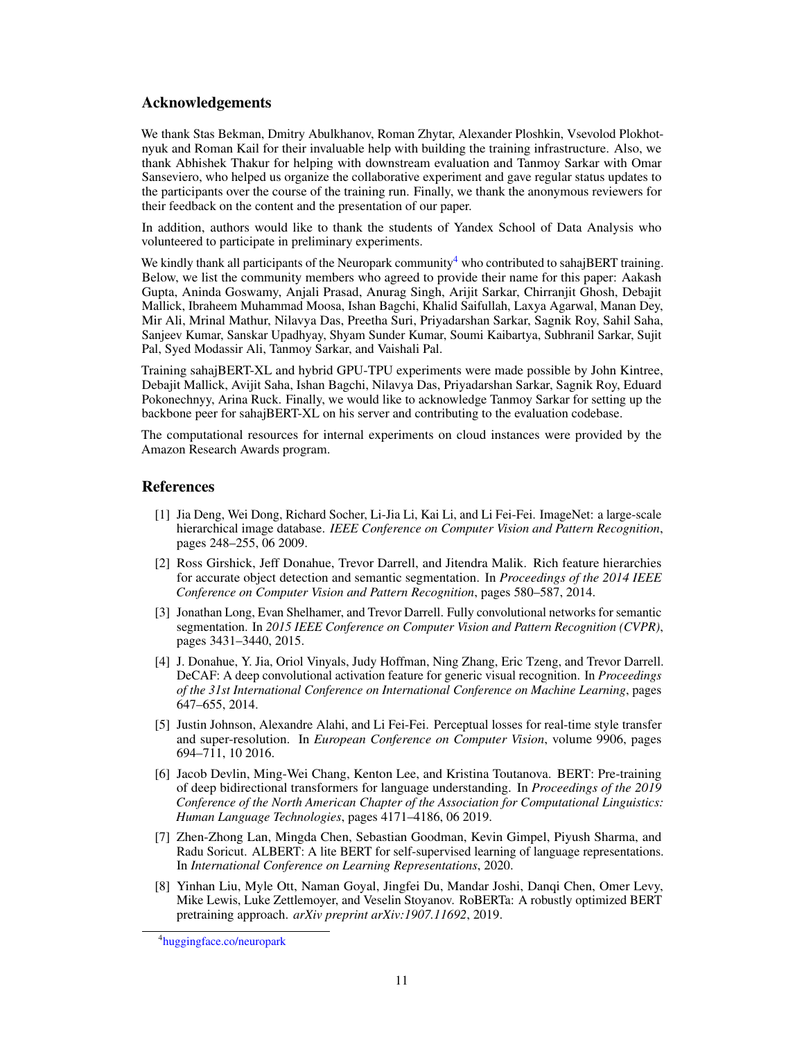## Acknowledgements

We thank Stas Bekman, Dmitry Abulkhanov, Roman Zhytar, Alexander Ploshkin, Vsevolod Plokhotnyuk and Roman Kail for their invaluable help with building the training infrastructure. Also, we thank Abhishek Thakur for helping with downstream evaluation and Tanmoy Sarkar with Omar Sanseviero, who helped us organize the collaborative experiment and gave regular status updates to the participants over the course of the training run. Finally, we thank the anonymous reviewers for their feedback on the content and the presentation of our paper.

In addition, authors would like to thank the students of Yandex School of Data Analysis who volunteered to participate in preliminary experiments.

We kindly thank all participants of the Neuropark community[4] who contributed to sahajBERT training. Below, we list the community members who agreed to provide their name for this paper: Aakash Gupta, Aninda Goswamy, Anjali Prasad, Anurag Singh, Arijit Sarkar, Chirranjit Ghosh, Debajit Mallick, Ibraheem Muhammad Moosa, Ishan Bagchi, Khalid Saifullah, Laxya Agarwal, Manan Dey, Mir Ali, Mrinal Mathur, Nilavya Das, Preetha Suri, Priyadarshan Sarkar, Sagnik Roy, Sahil Saha, Sanjeev Kumar, Sanskar Upadhyay, Shyam Sunder Kumar, Soumi Kaibartya, Subhranil Sarkar, Sujit Pal, Syed Modassir Ali, Tanmoy Sarkar, and Vaishali Pal.

Training sahajBERT-XL and hybrid GPU-TPU experiments were made possible by John Kintree, Debajit Mallick, Avijit Saha, Ishan Bagchi, Nilavya Das, Priyadarshan Sarkar, Sagnik Roy, Eduard Pokonechnyy, Arina Ruck. Finally, we would like to acknowledge Tanmoy Sarkar for setting up the backbone peer for sahajBERT-XL on his server and contributing to the evaluation codebase.

The computational resources for internal experiments on cloud instances were provided by the Amazon Research Awards program.

## References

[1] Jia Deng, Wei Dong, Richard Socher, Li-Jia Li, Kai Li, and Li Fei-Fei. ImageNet: a large-scale hierarchical image database. *IEEE Conference on Computer Vision and Pattern Recognition*, pages 248–255, 06 2009.

[2] Ross Girshick, Jeff Donahue, Trevor Darrell, and Jitendra Malik. Rich feature hierarchies for accurate object detection and semantic segmentation. In *Proceedings of the 2014 IEEE Conference on Computer Vision and Pattern Recognition*, pages 580–587, 2014.

[3] Jonathan Long, Evan Shelhamer, and Trevor Darrell. Fully convolutional networks for semantic segmentation. In *2015 IEEE Conference on Computer Vision and Pattern Recognition (CVPR)*, pages 3431–3440, 2015.

[4] J. Donahue, Y. Jia, Oriol Vinyals, Judy Hoffman, Ning Zhang, Eric Tzeng, and Trevor Darrell. DeCAF: A deep convolutional activation feature for generic visual recognition. In *Proceedings of the 31st International Conference on International Conference on Machine Learning*, pages 647–655, 2014.

[5] Justin Johnson, Alexandre Alahi, and Li Fei-Fei. Perceptual losses for real-time style transfer and super-resolution. In *European Conference on Computer Vision*, volume 9906, pages 694–711, 10 2016.

[6] Jacob Devlin, Ming-Wei Chang, Kenton Lee, and Kristina Toutanova. BERT: Pre-training of deep bidirectional transformers for language understanding. In *Proceedings of the 2019 Conference of the North American Chapter of the Association for Computational Linguistics: Human Language Technologies*, pages 4171–4186, 06 2019.

[7] Zhen-Zhong Lan, Mingda Chen, Sebastian Goodman, Kevin Gimpel, Piyush Sharma, and Radu Soricut. ALBERT: A lite BERT for self-supervised learning of language representations. In *International Conference on Learning Representations*, 2020.

[8] Yinhan Liu, Myle Ott, Naman Goyal, Jingfei Du, Mandar Joshi, Danqi Chen, Omer Levy, Mike Lewis, Luke Zettlemoyer, and Veselin Stoyanov. RoBERTa: A robustly optimized BERT pretraining approach. *arXiv preprint arXiv:1907.11692*, 2019.

[4] huggingface.co/neuropark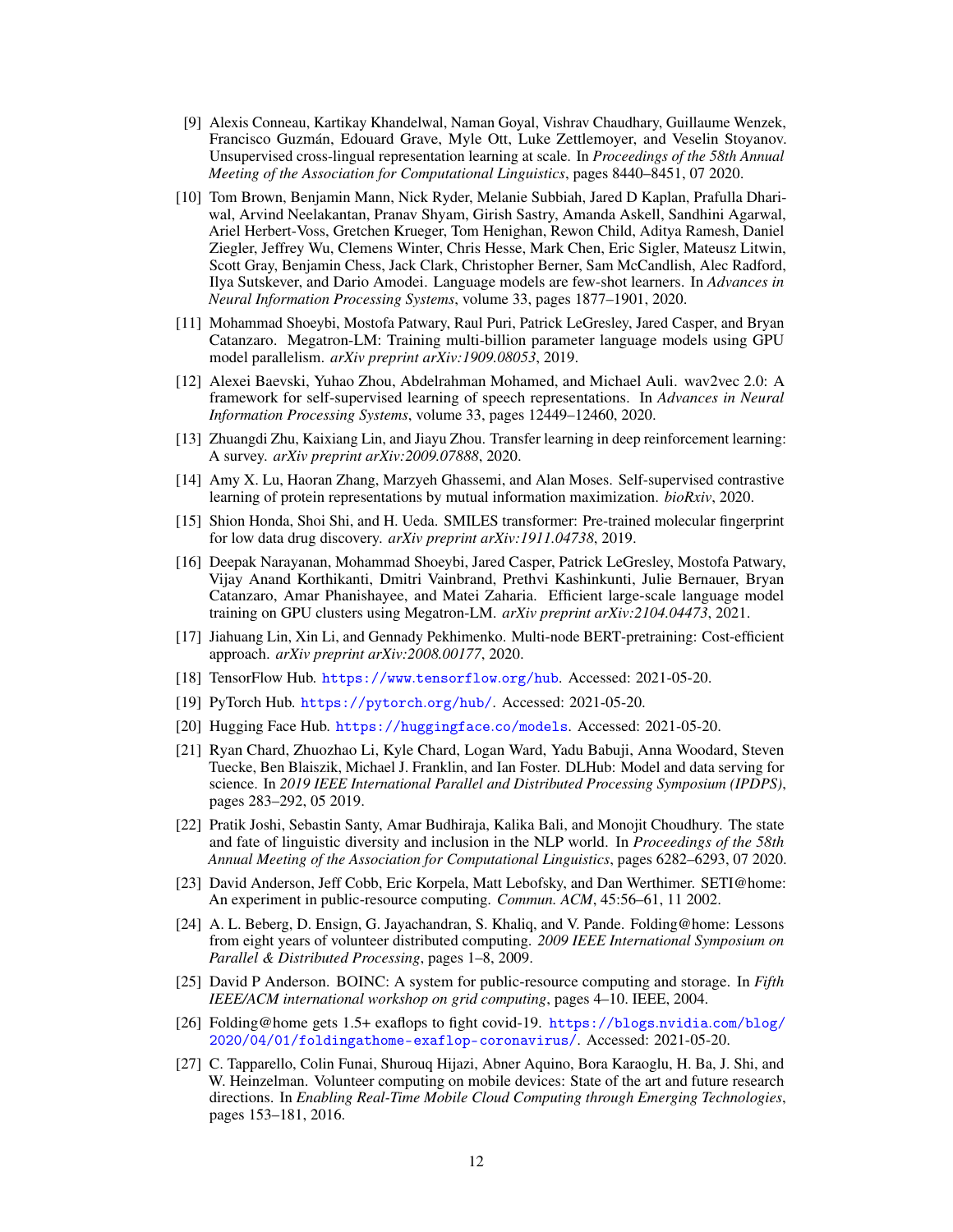[9] Alexis Conneau, Kartikay Khandelwal, Naman Goyal, Vishrav Chaudhary, Guillaume Wenzek, Francisco Guzmán, Edouard Grave, Myle Ott, Luke Zettlemoyer, and Veselin Stoyanov. Unsupervised cross-lingual representation learning at scale. In *Proceedings of the 58th Annual Meeting of the Association for Computational Linguistics*, pages 8440–8451, 07 2020.

[10] Tom Brown, Benjamin Mann, Nick Ryder, Melanie Subbiah, Jared D Kaplan, Prafulla Dhariwal, Arvind Neelakantan, Pranav Shyam, Girish Sastry, Amanda Askell, Sandhini Agarwal, Ariel Herbert-Voss, Gretchen Krueger, Tom Henighan, Rewon Child, Aditya Ramesh, Daniel Ziegler, Jeffrey Wu, Clemens Winter, Chris Hesse, Mark Chen, Eric Sigler, Mateusz Litwin, Scott Gray, Benjamin Chess, Jack Clark, Christopher Berner, Sam McCandlish, Alec Radford, Ilya Sutskever, and Dario Amodei. Language models are few-shot learners. In *Advances in Neural Information Processing Systems*, volume 33, pages 1877–1901, 2020.

[11] Mohammad Shoeybi, Mostofa Patwary, Raul Puri, Patrick LeGresley, Jared Casper, and Bryan Catanzaro. Megatron-LM: Training multi-billion parameter language models using GPU model parallelism. *arXiv preprint arXiv:1909.08053*, 2019.

[12] Alexei Baevski, Yuhao Zhou, Abdelrahman Mohamed, and Michael Auli. wav2vec 2.0: A framework for self-supervised learning of speech representations. In *Advances in Neural Information Processing Systems*, volume 33, pages 12449–12460, 2020.

[13] Zhuangdi Zhu, Kaixiang Lin, and Jiayu Zhou. Transfer learning in deep reinforcement learning: A survey. *arXiv preprint arXiv:2009.07888*, 2020.

[14] Amy X. Lu, Haoran Zhang, Marzyeh Ghassemi, and Alan Moses. Self-supervised contrastive learning of protein representations by mutual information maximization. *bioRxiv*, 2020.

[15] Shion Honda, Shoi Shi, and H. Ueda. SMILES transformer: Pre-trained molecular fingerprint for low data drug discovery. *arXiv preprint arXiv:1911.04738*, 2019.

[16] Deepak Narayanan, Mohammad Shoeybi, Jared Casper, Patrick LeGresley, Mostofa Patwary, Vijay Anand Korthikanti, Dmitri Vainbrand, Prethvi Kashinkunti, Julie Bernauer, Bryan Catanzaro, Amar Phanishayee, and Matei Zaharia. Efficient large-scale language model training on GPU clusters using Megatron-LM. *arXiv preprint arXiv:2104.04473*, 2021.

[17] Jiahuang Lin, Xin Li, and Gennady Pekhimenko. Multi-node BERT-pretraining: Cost-efficient approach. *arXiv preprint arXiv:2008.00177*, 2020.

[18] TensorFlow Hub. https://www.tensorflow.org/hub. Accessed: 2021-05-20.

[19] PyTorch Hub. https://pytorch.org/hub/. Accessed: 2021-05-20.

[20] Hugging Face Hub. https://huggingface.co/models. Accessed: 2021-05-20.

[21] Ryan Chard, Zhuozhao Li, Kyle Chard, Logan Ward, Yadu Babuji, Anna Woodard, Steven Tuecke, Ben Blaiszik, Michael J. Franklin, and Ian Foster. DLHub: Model and data serving for science. In *2019 IEEE International Parallel and Distributed Processing Symposium (IPDPS)*, pages 283–292, 05 2019.

[22] Pratik Joshi, Sebastin Santy, Amar Budhiraja, Kalika Bali, and Monojit Choudhury. The state and fate of linguistic diversity and inclusion in the NLP world. In *Proceedings of the 58th Annual Meeting of the Association for Computational Linguistics*, pages 6282–6293, 07 2020.

[23] David Anderson, Jeff Cobb, Eric Korpela, Matt Lebofsky, and Dan Werthimer. SETI@home: An experiment in public-resource computing. *Commun. ACM*, 45:56–61, 11 2002.

[24] A. L. Beberg, D. Ensign, G. Jayachandran, S. Khaliq, and V. Pande. Folding@home: Lessons from eight years of volunteer distributed computing. *2009 IEEE International Symposium on Parallel & Distributed Processing*, pages 1–8, 2009.

[25] David P Anderson. BOINC: A system for public-resource computing and storage. In *Fifth IEEE/ACM international workshop on grid computing*, pages 4–10. IEEE, 2004.

[26] Folding@home gets 1.5+ exaflops to fight covid-19. https://blogs.nvidia.com/blog/2020/04/01/foldingathome-exaflop-coronavirus/. Accessed: 2021-05-20.

[27] C. Tapparello, Colin Funai, Shurouq Hijazi, Abner Aquino, Bora Karaoglu, H. Ba, J. Shi, and W. Heinzelman. Volunteer computing on mobile devices: State of the art and future research directions. In *Enabling Real-Time Mobile Cloud Computing through Emerging Technologies*, pages 153–181, 2016.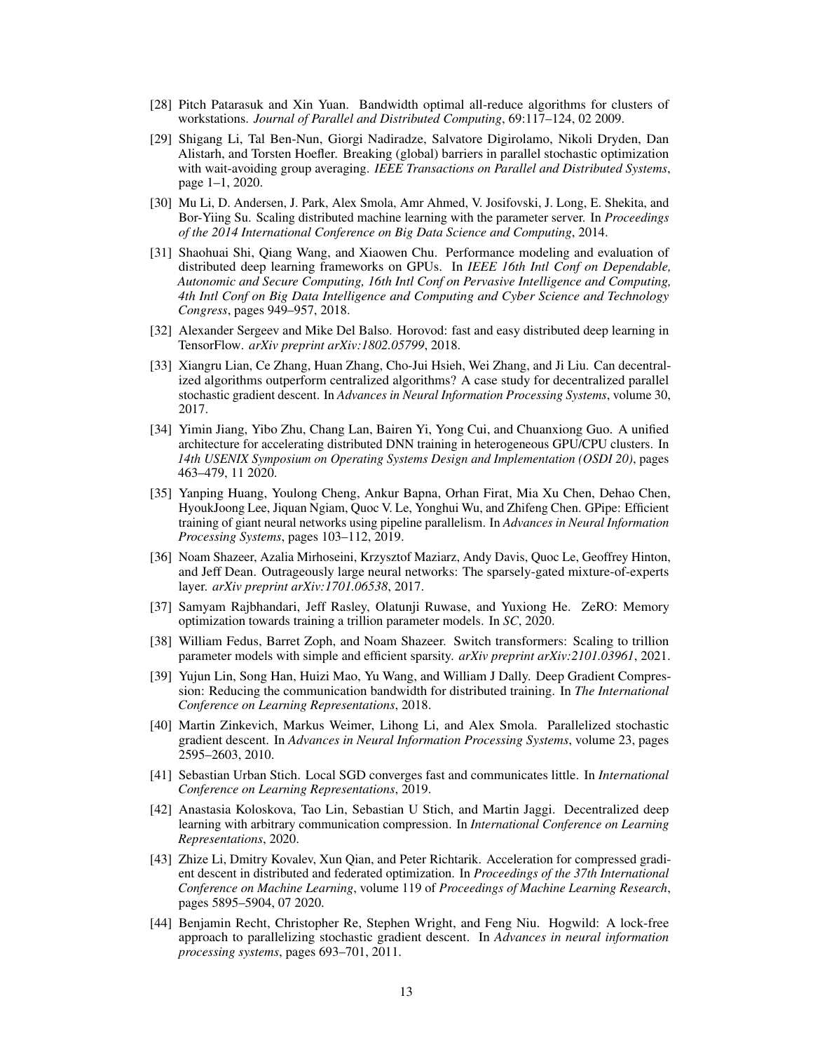[28] Pitch Patarasuk and Xin Yuan. Bandwidth optimal all-reduce algorithms for clusters of workstations. *Journal of Parallel and Distributed Computing*, 69:117–124, 02 2009.

[29] Shigang Li, Tal Ben-Nun, Giorgi Nadiradze, Salvatore Digirolamo, Nikoli Dryden, Dan Alistarh, and Torsten Hoefler. Breaking (global) barriers in parallel stochastic optimization with wait-avoiding group averaging. *IEEE Transactions on Parallel and Distributed Systems*, page 1–1, 2020.

[30] Mu Li, D. Andersen, J. Park, Alex Smola, Amr Ahmed, V. Josifovski, J. Long, E. Shekita, and Bor-Yiing Su. Scaling distributed machine learning with the parameter server. In *Proceedings of the 2014 International Conference on Big Data Science and Computing*, 2014.

[31] Shaohuai Shi, Qiang Wang, and Xiaowen Chu. Performance modeling and evaluation of distributed deep learning frameworks on GPUs. In *IEEE 16th Intl Conf on Dependable, Autonomic and Secure Computing, 16th Intl Conf on Pervasive Intelligence and Computing, 4th Intl Conf on Big Data Intelligence and Computing and Cyber Science and Technology Congress*, pages 949–957, 2018.

[32] Alexander Sergeev and Mike Del Balso. Horovod: fast and easy distributed deep learning in TensorFlow. *arXiv preprint arXiv:1802.05799*, 2018.

[33] Xiangru Lian, Ce Zhang, Huan Zhang, Cho-Jui Hsieh, Wei Zhang, and Ji Liu. Can decentralized algorithms outperform centralized algorithms? A case study for decentralized parallel stochastic gradient descent. In *Advances in Neural Information Processing Systems*, volume 30, 2017.

[34] Yimin Jiang, Yibo Zhu, Chang Lan, Bairen Yi, Yong Cui, and Chuanxiong Guo. A unified architecture for accelerating distributed DNN training in heterogeneous GPU/CPU clusters. In *14th USENIX Symposium on Operating Systems Design and Implementation (OSDI 20)*, pages 463–479, 11 2020.

[35] Yanping Huang, Youlong Cheng, Ankur Bapna, Orhan Firat, Mia Xu Chen, Dehao Chen, HyoukJoong Lee, Jiquan Ngiam, Quoc V. Le, Yonghui Wu, and Zhifeng Chen. GPipe: Efficient training of giant neural networks using pipeline parallelism. In *Advances in Neural Information Processing Systems*, pages 103–112, 2019.

[36] Noam Shazeer, Azalia Mirhoseini, Krzysztof Maziarz, Andy Davis, Quoc Le, Geoffrey Hinton, and Jeff Dean. Outrageously large neural networks: The sparsely-gated mixture-of-experts layer. *arXiv preprint arXiv:1701.06538*, 2017.

[37] Samyam Rajbhandari, Jeff Rasley, Olatunji Ruwase, and Yuxiong He. ZeRO: Memory optimization towards training a trillion parameter models. In *SC*, 2020.

[38] William Fedus, Barret Zoph, and Noam Shazeer. Switch transformers: Scaling to trillion parameter models with simple and efficient sparsity. *arXiv preprint arXiv:2101.03961*, 2021.

[39] Yujun Lin, Song Han, Huizi Mao, Yu Wang, and William J Dally. Deep Gradient Compression: Reducing the communication bandwidth for distributed training. In *The International Conference on Learning Representations*, 2018.

[40] Martin Zinkevich, Markus Weimer, Lihong Li, and Alex Smola. Parallelized stochastic gradient descent. In *Advances in Neural Information Processing Systems*, volume 23, pages 2595–2603, 2010.

[41] Sebastian Urban Stich. Local SGD converges fast and communicates little. In *International Conference on Learning Representations*, 2019.

[42] Anastasia Koloskova, Tao Lin, Sebastian U Stich, and Martin Jaggi. Decentralized deep learning with arbitrary communication compression. In *International Conference on Learning Representations*, 2020.

[43] Zhize Li, Dmitry Kovalev, Xun Qian, and Peter Richtarik. Acceleration for compressed gradient descent in distributed and federated optimization. In *Proceedings of the 37th International Conference on Machine Learning*, volume 119 of *Proceedings of Machine Learning Research*, pages 5895–5904, 07 2020.

[44] Benjamin Recht, Christopher Re, Stephen Wright, and Feng Niu. Hogwild: A lock-free approach to parallelizing stochastic gradient descent. In *Advances in neural information processing systems*, pages 693–701, 2011.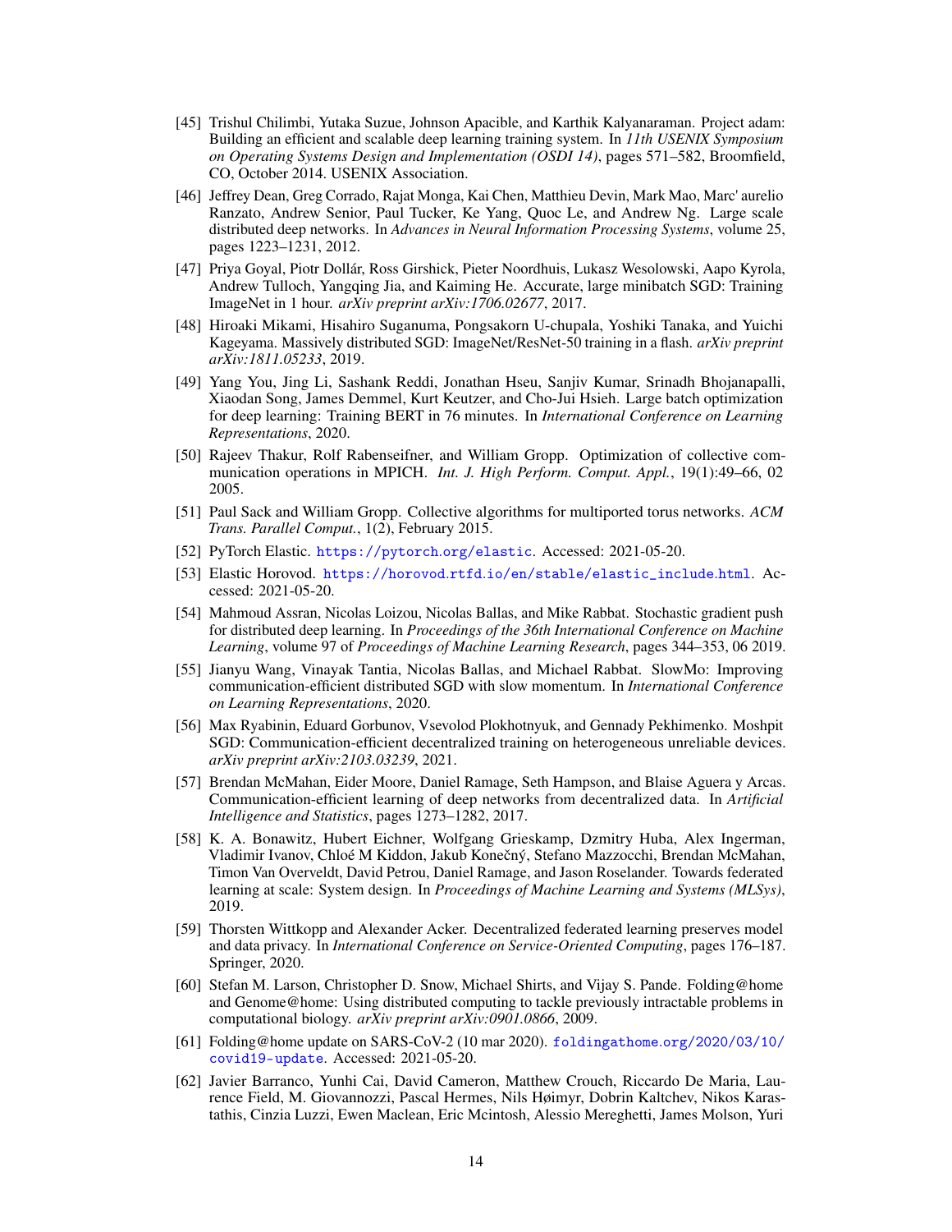[45] Trishul Chilimbi, Yutaka Suzue, Johnson Apacible, and Karthik Kalyanaraman. Project adam: Building an efficient and scalable deep learning training system. In *11th USENIX Symposium on Operating Systems Design and Implementation (OSDI 14)*, pages 571–582, Broomfield, CO, October 2014. USENIX Association.

[46] Jeffrey Dean, Greg Corrado, Rajat Monga, Kai Chen, Matthieu Devin, Mark Mao, Marc' aurelio Ranzato, Andrew Senior, Paul Tucker, Ke Yang, Quoc Le, and Andrew Ng. Large scale distributed deep networks. In *Advances in Neural Information Processing Systems*, volume 25, pages 1223–1231, 2012.

[47] Priya Goyal, Piotr Dollár, Ross Girshick, Pieter Noordhuis, Lukasz Wesolowski, Aapo Kyrola, Andrew Tulloch, Yangqing Jia, and Kaiming He. Accurate, large minibatch SGD: Training ImageNet in 1 hour. *arXiv preprint arXiv:1706.02677*, 2017.

[48] Hiroaki Mikami, Hisahiro Suganuma, Pongsakorn U-chupala, Yoshiki Tanaka, and Yuichi Kageyama. Massively distributed SGD: ImageNet/ResNet-50 training in a flash. *arXiv preprint arXiv:1811.05233*, 2019.

[49] Yang You, Jing Li, Sashank Reddi, Jonathan Hseu, Sanjiv Kumar, Srinadh Bhojanapalli, Xiaodan Song, James Demmel, Kurt Keutzer, and Cho-Jui Hsieh. Large batch optimization for deep learning: Training BERT in 76 minutes. In *International Conference on Learning Representations*, 2020.

[50] Rajeev Thakur, Rolf Rabenseifner, and William Gropp. Optimization of collective communication operations in MPICH. *Int. J. High Perform. Comput. Appl.*, 19(1):49–66, 02 2005.

[51] Paul Sack and William Gropp. Collective algorithms for multiported torus networks. *ACM Trans. Parallel Comput.*, 1(2), February 2015.

[52] PyTorch Elastic. https://pytorch.org/elastic. Accessed: 2021-05-20.

[53] Elastic Horovod. https://horovod.rtfd.io/en/stable/elastic_include.html. Accessed: 2021-05-20.

[54] Mahmoud Assran, Nicolas Loizou, Nicolas Ballas, and Mike Rabbat. Stochastic gradient push for distributed deep learning. In *Proceedings of the 36th International Conference on Machine Learning*, volume 97 of *Proceedings of Machine Learning Research*, pages 344–353, 06 2019.

[55] Jianyu Wang, Vinayak Tantia, Nicolas Ballas, and Michael Rabbat. SlowMo: Improving communication-efficient distributed SGD with slow momentum. In *International Conference on Learning Representations*, 2020.

[56] Max Ryabinin, Eduard Gorbunov, Vsevolod Plokhotnyuk, and Gennady Pekhimenko. Moshpit SGD: Communication-efficient decentralized training on heterogeneous unreliable devices. *arXiv preprint arXiv:2103.03239*, 2021.

[57] Brendan McMahan, Eider Moore, Daniel Ramage, Seth Hampson, and Blaise Aguera y Arcas. Communication-efficient learning of deep networks from decentralized data. In *Artificial Intelligence and Statistics*, pages 1273–1282, 2017.

[58] K. A. Bonawitz, Hubert Eichner, Wolfgang Grieskamp, Dzmitry Huba, Alex Ingerman, Vladimir Ivanov, Chloé M Kiddon, Jakub Konečný, Stefano Mazzocchi, Brendan McMahan, Timon Van Overveldt, David Petrou, Daniel Ramage, and Jason Roselander. Towards federated learning at scale: System design. In *Proceedings of Machine Learning and Systems (MLSys)*, 2019.

[59] Thorsten Wittkopp and Alexander Acker. Decentralized federated learning preserves model and data privacy. In *International Conference on Service-Oriented Computing*, pages 176–187. Springer, 2020.

[60] Stefan M. Larson, Christopher D. Snow, Michael Shirts, and Vijay S. Pande. Folding@home and Genome@home: Using distributed computing to tackle previously intractable problems in computational biology. *arXiv preprint arXiv:0901.0866*, 2009.

[61] Folding@home update on SARS-CoV-2 (10 mar 2020). foldingathome.org/2020/03/10/covid19-update. Accessed: 2021-05-20.

[62] Javier Barranco, Yunhi Cai, David Cameron, Matthew Crouch, Riccardo De Maria, Laurence Field, M. Giovannozzi, Pascal Hermes, Nils Høimyr, Dobrin Kaltchev, Nikos Karastathis, Cinzia Luzzi, Ewen Maclean, Eric Mcintosh, Alessio Mereghetti, James Molson, Yuri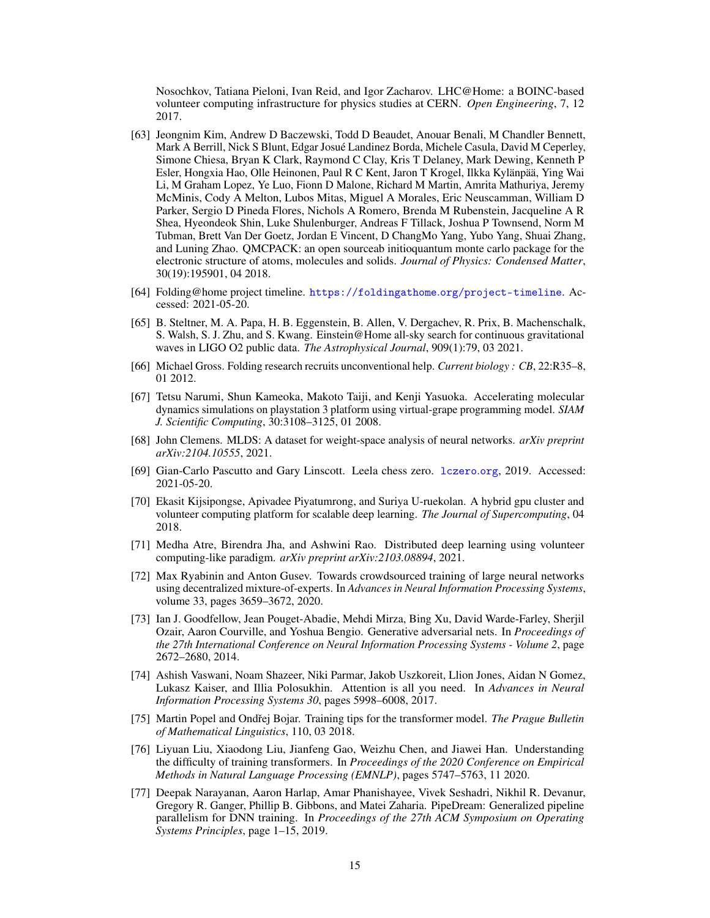Nosochkov, Tatiana Pieloni, Ivan Reid, and Igor Zacharov. LHC@Home: a BOINC-based volunteer computing infrastructure for physics studies at CERN. *Open Engineering*, 7, 12 2017.

[63] Jeongnim Kim, Andrew D Baczewski, Todd D Beaudet, Anouar Benali, M Chandler Bennett, Mark A Berrill, Nick S Blunt, Edgar Josué Landinez Borda, Michele Casula, David M Ceperley, Simone Chiesa, Bryan K Clark, Raymond C Clay, Kris T Delaney, Mark Dewing, Kenneth P Esler, Hongxia Hao, Olle Heinonen, Paul R C Kent, Jaron T Krogel, Ilkka Kylänpää, Ying Wai Li, M Graham Lopez, Ye Luo, Fionn D Malone, Richard M Martin, Amrita Mathuriya, Jeremy McMinis, Cody A Melton, Lubos Mitas, Miguel A Morales, Eric Neuscamman, William D Parker, Sergio D Pineda Flores, Nichols A Romero, Brenda M Rubenstein, Jacqueline A R Shea, Hyeondeok Shin, Luke Shulenburger, Andreas F Tillack, Joshua P Townsend, Norm M Tubman, Brett Van Der Goetz, Jordan E Vincent, D ChangMo Yang, Yubo Yang, Shuai Zhang, and Luning Zhao. QMCPACK: an open sourceab initioquantum monte carlo package for the electronic structure of atoms, molecules and solids. *Journal of Physics: Condensed Matter*, 30(19):195901, 04 2018.

[64] Folding@home project timeline. https://foldingathome.org/project-timeline. Accessed: 2021-05-20.

[65] B. Steltner, M. A. Papa, H. B. Eggenstein, B. Allen, V. Dergachev, R. Prix, B. Machenschalk, S. Walsh, S. J. Zhu, and S. Kwang. Einstein@Home all-sky search for continuous gravitational waves in LIGO O2 public data. *The Astrophysical Journal*, 909(1):79, 03 2021.

[66] Michael Gross. Folding research recruits unconventional help. *Current biology : CB*, 22:R35–8, 01 2012.

[67] Tetsu Narumi, Shun Kameoka, Makoto Taiji, and Kenji Yasuoka. Accelerating molecular dynamics simulations on playstation 3 platform using virtual-grape programming model. *SIAM J. Scientific Computing*, 30:3108–3125, 01 2008.

[68] John Clemens. MLDS: A dataset for weight-space analysis of neural networks. *arXiv preprint arXiv:2104.10555*, 2021.

[69] Gian-Carlo Pascutto and Gary Linscott. Leela chess zero. lczero.org, 2019. Accessed: 2021-05-20.

[70] Ekasit Kijsipongse, Apivadee Piyatumrong, and Suriya U-ruekolan. A hybrid gpu cluster and volunteer computing platform for scalable deep learning. *The Journal of Supercomputing*, 04 2018.

[71] Medha Atre, Birendra Jha, and Ashwini Rao. Distributed deep learning using volunteer computing-like paradigm. *arXiv preprint arXiv:2103.08894*, 2021.

[72] Max Ryabinin and Anton Gusev. Towards crowdsourced training of large neural networks using decentralized mixture-of-experts. In *Advances in Neural Information Processing Systems*, volume 33, pages 3659–3672, 2020.

[73] Ian J. Goodfellow, Jean Pouget-Abadie, Mehdi Mirza, Bing Xu, David Warde-Farley, Sherjil Ozair, Aaron Courville, and Yoshua Bengio. Generative adversarial nets. In *Proceedings of the 27th International Conference on Neural Information Processing Systems - Volume 2*, page 2672–2680, 2014.

[74] Ashish Vaswani, Noam Shazeer, Niki Parmar, Jakob Uszkoreit, Llion Jones, Aidan N Gomez, Lukasz Kaiser, and Illia Polosukhin. Attention is all you need. In *Advances in Neural Information Processing Systems 30*, pages 5998–6008, 2017.

[75] Martin Popel and Ondřej Bojar. Training tips for the transformer model. *The Prague Bulletin of Mathematical Linguistics*, 110, 03 2018.

[76] Liyuan Liu, Xiaodong Liu, Jianfeng Gao, Weizhu Chen, and Jiawei Han. Understanding the difficulty of training transformers. In *Proceedings of the 2020 Conference on Empirical Methods in Natural Language Processing (EMNLP)*, pages 5747–5763, 11 2020.

[77] Deepak Narayanan, Aaron Harlap, Amar Phanishayee, Vivek Seshadri, Nikhil R. Devanur, Gregory R. Ganger, Phillip B. Gibbons, and Matei Zaharia. PipeDream: Generalized pipeline parallelism for DNN training. In *Proceedings of the 27th ACM Symposium on Operating Systems Principles*, page 1–15, 2019.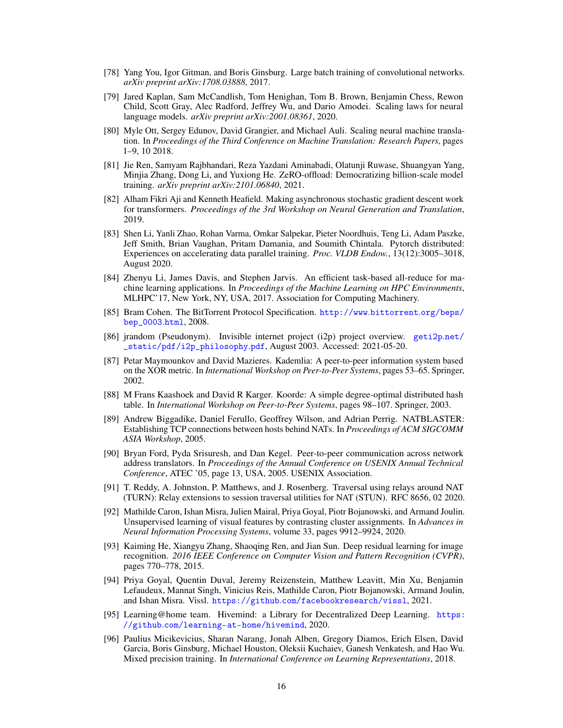[78] Yang You, Igor Gitman, and Boris Ginsburg. Large batch training of convolutional networks. *arXiv preprint arXiv:1708.03888*, 2017.

[79] Jared Kaplan, Sam McCandlish, Tom Henighan, Tom B. Brown, Benjamin Chess, Rewon Child, Scott Gray, Alec Radford, Jeffrey Wu, and Dario Amodei. Scaling laws for neural language models. *arXiv preprint arXiv:2001.08361*, 2020.

[80] Myle Ott, Sergey Edunov, David Grangier, and Michael Auli. Scaling neural machine translation. In *Proceedings of the Third Conference on Machine Translation: Research Papers*, pages 1–9, 10 2018.

[81] Jie Ren, Samyam Rajbhandari, Reza Yazdani Aminabadi, Olatunji Ruwase, Shuangyan Yang, Minjia Zhang, Dong Li, and Yuxiong He. ZeRO-offload: Democratizing billion-scale model training. *arXiv preprint arXiv:2101.06840*, 2021.

[82] Alham Fikri Aji and Kenneth Heafield. Making asynchronous stochastic gradient descent work for transformers. *Proceedings of the 3rd Workshop on Neural Generation and Translation*, 2019.

[83] Shen Li, Yanli Zhao, Rohan Varma, Omkar Salpekar, Pieter Noordhuis, Teng Li, Adam Paszke, Jeff Smith, Brian Vaughan, Pritam Damania, and Soumith Chintala. Pytorch distributed: Experiences on accelerating data parallel training. *Proc. VLDB Endow.*, 13(12):3005–3018, August 2020.

[84] Zhenyu Li, James Davis, and Stephen Jarvis. An efficient task-based all-reduce for machine learning applications. In *Proceedings of the Machine Learning on HPC Environments*, MLHPC'17, New York, NY, USA, 2017. Association for Computing Machinery.

[85] Bram Cohen. The BitTorrent Protocol Specification. http://www.bittorrent.org/beps/bep_0003.html, 2008.

[86] jrandom (Pseudonym). Invisible internet project (i2p) project overview. geti2p.net/_static/pdf/i2p_philosophy.pdf, August 2003. Accessed: 2021-05-20.

[87] Petar Maymounkov and David Mazieres. Kademlia: A peer-to-peer information system based on the XOR metric. In *International Workshop on Peer-to-Peer Systems*, pages 53–65. Springer, 2002.

[88] M Frans Kaashoek and David R Karger. Koorde: A simple degree-optimal distributed hash table. In *International Workshop on Peer-to-Peer Systems*, pages 98–107. Springer, 2003.

[89] Andrew Biggadike, Daniel Ferullo, Geoffrey Wilson, and Adrian Perrig. NATBLASTER: Establishing TCP connections between hosts behind NATs. In *Proceedings of ACM SIGCOMM ASIA Workshop*, 2005.

[90] Bryan Ford, Pyda Srisuresh, and Dan Kegel. Peer-to-peer communication across network address translators. In *Proceedings of the Annual Conference on USENIX Annual Technical Conference*, ATEC '05, page 13, USA, 2005. USENIX Association.

[91] T. Reddy, A. Johnston, P. Matthews, and J. Rosenberg. Traversal using relays around NAT (TURN): Relay extensions to session traversal utilities for NAT (STUN). RFC 8656, 02 2020.

[92] Mathilde Caron, Ishan Misra, Julien Mairal, Priya Goyal, Piotr Bojanowski, and Armand Joulin. Unsupervised learning of visual features by contrasting cluster assignments. In *Advances in Neural Information Processing Systems*, volume 33, pages 9912–9924, 2020.

[93] Kaiming He, Xiangyu Zhang, Shaoqing Ren, and Jian Sun. Deep residual learning for image recognition. *2016 IEEE Conference on Computer Vision and Pattern Recognition (CVPR)*, pages 770–778, 2015.

[94] Priya Goyal, Quentin Duval, Jeremy Reizenstein, Matthew Leavitt, Min Xu, Benjamin Lefaudeux, Mannat Singh, Vinicius Reis, Mathilde Caron, Piotr Bojanowski, Armand Joulin, and Ishan Misra. Vissl. https://github.com/facebookresearch/vissl, 2021.

[95] Learning@home team. Hivemind: a Library for Decentralized Deep Learning. https://github.com/learning-at-home/hivemind, 2020.

[96] Paulius Micikevicius, Sharan Narang, Jonah Alben, Gregory Diamos, Erich Elsen, David Garcia, Boris Ginsburg, Michael Houston, Oleksii Kuchaiev, Ganesh Venkatesh, and Hao Wu. Mixed precision training. In *International Conference on Learning Representations*, 2018.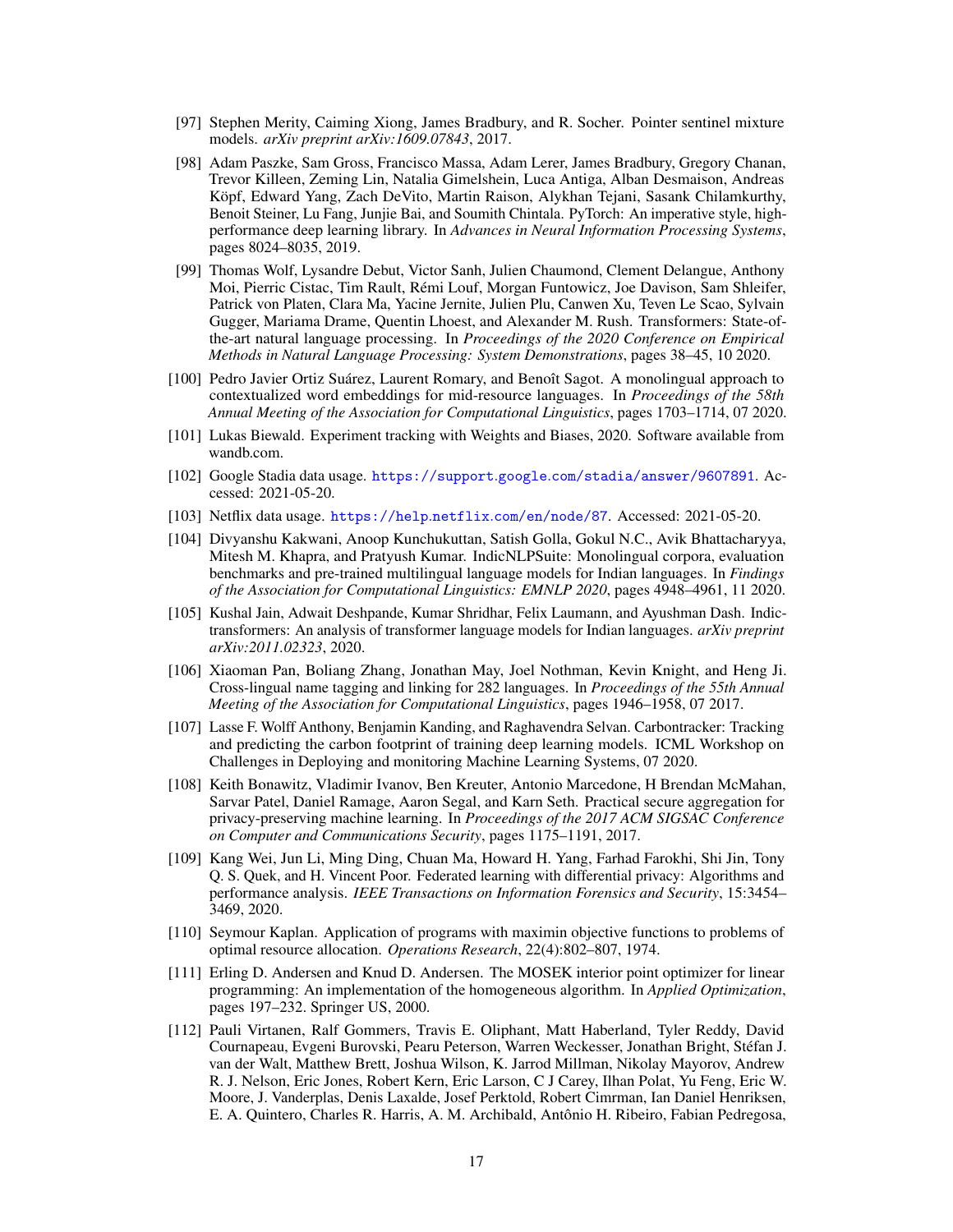[97] Stephen Merity, Caiming Xiong, James Bradbury, and R. Socher. Pointer sentinel mixture models. *arXiv preprint arXiv:1609.07843*, 2017.

[98] Adam Paszke, Sam Gross, Francisco Massa, Adam Lerer, James Bradbury, Gregory Chanan, Trevor Killeen, Zeming Lin, Natalia Gimelshein, Luca Antiga, Alban Desmaison, Andreas Köpf, Edward Yang, Zach DeVito, Martin Raison, Alykhan Tejani, Sasank Chilamkurthy, Benoit Steiner, Lu Fang, Junjie Bai, and Soumith Chintala. PyTorch: An imperative style, high-performance deep learning library. In *Advances in Neural Information Processing Systems*, pages 8024–8035, 2019.

[99] Thomas Wolf, Lysandre Debut, Victor Sanh, Julien Chaumond, Clement Delangue, Anthony Moi, Pierric Cistac, Tim Rault, Rémi Louf, Morgan Funtowicz, Joe Davison, Sam Shleifer, Patrick von Platen, Clara Ma, Yacine Jernite, Julien Plu, Canwen Xu, Teven Le Scao, Sylvain Gugger, Mariama Drame, Quentin Lhoest, and Alexander M. Rush. Transformers: State-of-the-art natural language processing. In *Proceedings of the 2020 Conference on Empirical Methods in Natural Language Processing: System Demonstrations*, pages 38–45, 10 2020.

[100] Pedro Javier Ortiz Suárez, Laurent Romary, and Benoît Sagot. A monolingual approach to contextualized word embeddings for mid-resource languages. In *Proceedings of the 58th Annual Meeting of the Association for Computational Linguistics*, pages 1703–1714, 07 2020.

[101] Lukas Biewald. Experiment tracking with Weights and Biases, 2020. Software available from wandb.com.

[102] Google Stadia data usage. https://support.google.com/stadia/answer/9607891. Accessed: 2021-05-20.

[103] Netflix data usage. https://help.netflix.com/en/node/87. Accessed: 2021-05-20.

[104] Divyanshu Kakwani, Anoop Kunchukuttan, Satish Golla, Gokul N.C., Avik Bhattacharyya, Mitesh M. Khapra, and Pratyush Kumar. IndicNLPSuite: Monolingual corpora, evaluation benchmarks and pre-trained multilingual language models for Indian languages. In *Findings of the Association for Computational Linguistics: EMNLP 2020*, pages 4948–4961, 11 2020.

[105] Kushal Jain, Adwait Deshpande, Kumar Shridhar, Felix Laumann, and Ayushman Dash. Indic-transformers: An analysis of transformer language models for Indian languages. *arXiv preprint arXiv:2011.02323*, 2020.

[106] Xiaoman Pan, Boliang Zhang, Jonathan May, Joel Nothman, Kevin Knight, and Heng Ji. Cross-lingual name tagging and linking for 282 languages. In *Proceedings of the 55th Annual Meeting of the Association for Computational Linguistics*, pages 1946–1958, 07 2017.

[107] Lasse F. Wolff Anthony, Benjamin Kanding, and Raghavendra Selvan. Carbontracker: Tracking and predicting the carbon footprint of training deep learning models. ICML Workshop on Challenges in Deploying and monitoring Machine Learning Systems, 07 2020.

[108] Keith Bonawitz, Vladimir Ivanov, Ben Kreuter, Antonio Marcedone, H Brendan McMahan, Sarvar Patel, Daniel Ramage, Aaron Segal, and Karn Seth. Practical secure aggregation for privacy-preserving machine learning. In *Proceedings of the 2017 ACM SIGSAC Conference on Computer and Communications Security*, pages 1175–1191, 2017.

[109] Kang Wei, Jun Li, Ming Ding, Chuan Ma, Howard H. Yang, Farhad Farokhi, Shi Jin, Tony Q. S. Quek, and H. Vincent Poor. Federated learning with differential privacy: Algorithms and performance analysis. *IEEE Transactions on Information Forensics and Security*, 15:3454–3469, 2020.

[110] Seymour Kaplan. Application of programs with maximin objective functions to problems of optimal resource allocation. *Operations Research*, 22(4):802–807, 1974.

[111] Erling D. Andersen and Knud D. Andersen. The MOSEK interior point optimizer for linear programming: An implementation of the homogeneous algorithm. In *Applied Optimization*, pages 197–232. Springer US, 2000.

[112] Pauli Virtanen, Ralf Gommers, Travis E. Oliphant, Matt Haberland, Tyler Reddy, David Cournapeau, Evgeni Burovski, Pearu Peterson, Warren Weckesser, Jonathan Bright, Stéfan J. van der Walt, Matthew Brett, Joshua Wilson, K. Jarrod Millman, Nikolay Mayorov, Andrew R. J. Nelson, Eric Jones, Robert Kern, Eric Larson, C J Carey, Ilhan Polat, Yu Feng, Eric W. Moore, J. Vanderplas, Denis Laxalde, Josef Perktold, Robert Cimrman, Ian Daniel Henriksen, E. A. Quintero, Charles R. Harris, A. M. Archibald, Antônio H. Ribeiro, Fabian Pedregosa,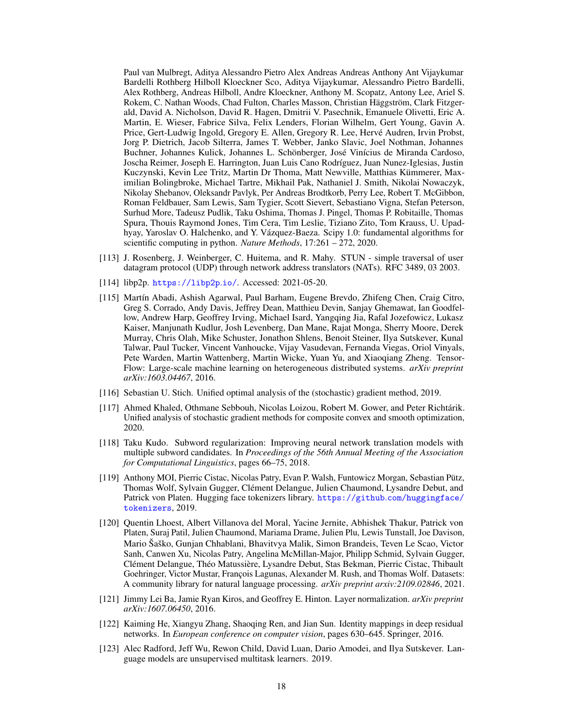Paul van Mulbregt, Aditya Alessandro Pietro Alex Andreas Andreas Anthony Ant Vijaykumar Bardelli Rothberg Hilboll Kloeckner Sco, Aditya Vijaykumar, Alessandro Pietro Bardelli, Alex Rothberg, Andreas Hilboll, Andre Kloeckner, Anthony M. Scopatz, Antony Lee, Ariel S. Rokem, C. Nathan Woods, Chad Fulton, Charles Masson, Christian Häggström, Clark Fitzgerald, David A. Nicholson, David R. Hagen, Dmitrii V. Pasechnik, Emanuele Olivetti, Eric A. Martin, E. Wieser, Fabrice Silva, Felix Lenders, Florian Wilhelm, Gert Young, Gavin A. Price, Gert-Ludwig Ingold, Gregory E. Allen, Gregory R. Lee, Hervé Audren, Irvin Probst, Jorg P. Dietrich, Jacob Silterra, James T. Webber, Janko Slavic, Joel Nothman, Johannes Buchner, Johannes Kulick, Johannes L. Schönberger, José Vinícius de Miranda Cardoso, Joscha Reimer, Joseph E. Harrington, Juan Luis Cano Rodríguez, Juan Nunez-Iglesias, Justin Kuczynski, Kevin Lee Tritz, Martin Dr Thoma, Matt Newville, Matthias Kümmerer, Maximilian Bolingbroke, Michael Tartre, Mikhail Pak, Nathaniel J. Smith, Nikolai Nowaczyk, Nikolay Shebanov, Oleksandr Pavlyk, Per Andreas Brodtkorb, Perry Lee, Robert T. McGibbon, Roman Feldbauer, Sam Lewis, Sam Tygier, Scott Sievert, Sebastiano Vigna, Stefan Peterson, Surhud More, Tadeusz Pudlik, Taku Oshima, Thomas J. Pingel, Thomas P. Robitaille, Thomas Spura, Thouis Raymond Jones, Tim Cera, Tim Leslie, Tiziano Zito, Tom Krauss, U. Upadhyay, Yaroslav O. Halchenko, and Y. Vázquez-Baeza. Scipy 1.0: fundamental algorithms for scientific computing in python. *Nature Methods*, 17:261 – 272, 2020.

[113] J. Rosenberg, J. Weinberger, C. Huitema, and R. Mahy. STUN - simple traversal of user datagram protocol (UDP) through network address translators (NATs). RFC 3489, 03 2003.

[114] libp2p. https://libp2p.io/. Accessed: 2021-05-20.

[115] Martín Abadi, Ashish Agarwal, Paul Barham, Eugene Brevdo, Zhifeng Chen, Craig Citro, Greg S. Corrado, Andy Davis, Jeffrey Dean, Matthieu Devin, Sanjay Ghemawat, Ian Goodfellow, Andrew Harp, Geoffrey Irving, Michael Isard, Yangqing Jia, Rafal Jozefowicz, Lukasz Kaiser, Manjunath Kudlur, Josh Levenberg, Dan Mane, Rajat Monga, Sherry Moore, Derek Murray, Chris Olah, Mike Schuster, Jonathon Shlens, Benoit Steiner, Ilya Sutskever, Kunal Talwar, Paul Tucker, Vincent Vanhoucke, Vijay Vasudevan, Fernanda Viegas, Oriol Vinyals, Pete Warden, Martin Wattenberg, Martin Wicke, Yuan Yu, and Xiaoqiang Zheng. TensorFlow: Large-scale machine learning on heterogeneous distributed systems. *arXiv preprint arXiv:1603.04467*, 2016.

[116] Sebastian U. Stich. Unified optimal analysis of the (stochastic) gradient method, 2019.

[117] Ahmed Khaled, Othmane Sebbouh, Nicolas Loizou, Robert M. Gower, and Peter Richtárik. Unified analysis of stochastic gradient methods for composite convex and smooth optimization, 2020.

[118] Taku Kudo. Subword regularization: Improving neural network translation models with multiple subword candidates. In *Proceedings of the 56th Annual Meeting of the Association for Computational Linguistics*, pages 66–75, 2018.

[119] Anthony MOI, Pierric Cistac, Nicolas Patry, Evan P. Walsh, Funtowicz Morgan, Sebastian Pütz, Thomas Wolf, Sylvain Gugger, Clément Delangue, Julien Chaumond, Lysandre Debut, and Patrick von Platen. Hugging face tokenizers library. https://github.com/huggingface/tokenizers, 2019.

[120] Quentin Lhoest, Albert Villanova del Moral, Yacine Jernite, Abhishek Thakur, Patrick von Platen, Suraj Patil, Julien Chaumond, Mariama Drame, Julien Plu, Lewis Tunstall, Joe Davison, Mario Šaško, Gunjan Chhablani, Bhavitvya Malik, Simon Brandeis, Teven Le Scao, Victor Sanh, Canwen Xu, Nicolas Patry, Angelina McMillan-Major, Philipp Schmid, Sylvain Gugger, Clément Delangue, Théo Matussière, Lysandre Debut, Stas Bekman, Pierric Cistac, Thibault Goehringer, Victor Mustar, François Lagunas, Alexander M. Rush, and Thomas Wolf. Datasets: A community library for natural language processing. *arXiv preprint arxiv:2109.02846*, 2021.

[121] Jimmy Lei Ba, Jamie Ryan Kiros, and Geoffrey E. Hinton. Layer normalization. *arXiv preprint arXiv:1607.06450*, 2016.

[122] Kaiming He, Xiangyu Zhang, Shaoqing Ren, and Jian Sun. Identity mappings in deep residual networks. In *European conference on computer vision*, pages 630–645. Springer, 2016.

[123] Alec Radford, Jeff Wu, Rewon Child, David Luan, Dario Amodei, and Ilya Sutskever. Language models are unsupervised multitask learners. 2019.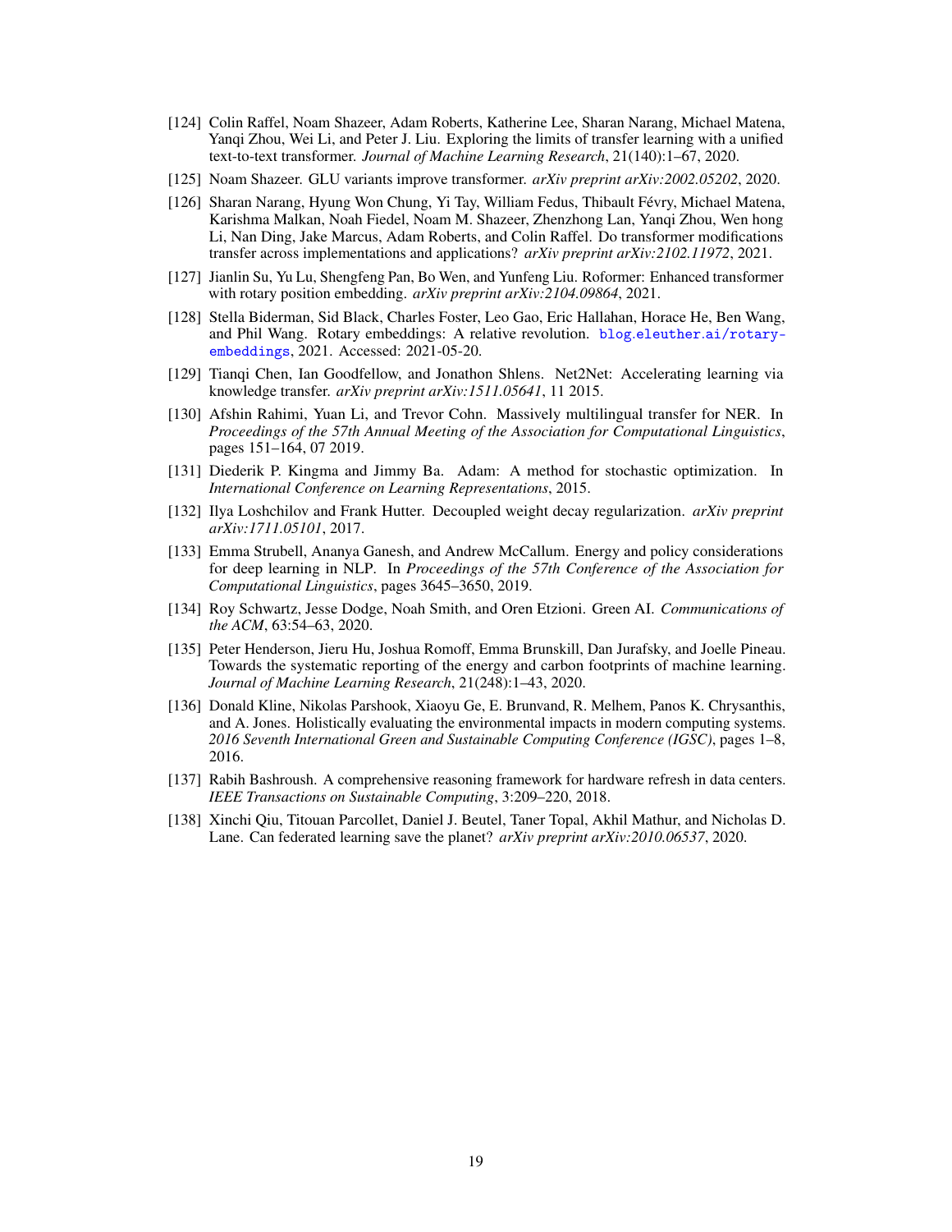[124] Colin Raffel, Noam Shazeer, Adam Roberts, Katherine Lee, Sharan Narang, Michael Matena, Yanqi Zhou, Wei Li, and Peter J. Liu. Exploring the limits of transfer learning with a unified text-to-text transformer. *Journal of Machine Learning Research*, 21(140):1–67, 2020.

[125] Noam Shazeer. GLU variants improve transformer. *arXiv preprint arXiv:2002.05202*, 2020.

[126] Sharan Narang, Hyung Won Chung, Yi Tay, William Fedus, Thibault Févry, Michael Matena, Karishma Malkan, Noah Fiedel, Noam M. Shazeer, Zhenzhong Lan, Yanqi Zhou, Wen hong Li, Nan Ding, Jake Marcus, Adam Roberts, and Colin Raffel. Do transformer modifications transfer across implementations and applications? *arXiv preprint arXiv:2102.11972*, 2021.

[127] Jianlin Su, Yu Lu, Shengfeng Pan, Bo Wen, and Yunfeng Liu. Roformer: Enhanced transformer with rotary position embedding. *arXiv preprint arXiv:2104.09864*, 2021.

[128] Stella Biderman, Sid Black, Charles Foster, Leo Gao, Eric Hallahan, Horace He, Ben Wang, and Phil Wang. Rotary embeddings: A relative revolution. blog.eleuther.ai/rotary-embeddings, 2021. Accessed: 2021-05-20.

[129] Tianqi Chen, Ian Goodfellow, and Jonathon Shlens. Net2Net: Accelerating learning via knowledge transfer. *arXiv preprint arXiv:1511.05641*, 11 2015.

[130] Afshin Rahimi, Yuan Li, and Trevor Cohn. Massively multilingual transfer for NER. In *Proceedings of the 57th Annual Meeting of the Association for Computational Linguistics*, pages 151–164, 07 2019.

[131] Diederik P. Kingma and Jimmy Ba. Adam: A method for stochastic optimization. In *International Conference on Learning Representations*, 2015.

[132] Ilya Loshchilov and Frank Hutter. Decoupled weight decay regularization. *arXiv preprint arXiv:1711.05101*, 2017.

[133] Emma Strubell, Ananya Ganesh, and Andrew McCallum. Energy and policy considerations for deep learning in NLP. In *Proceedings of the 57th Conference of the Association for Computational Linguistics*, pages 3645–3650, 2019.

[134] Roy Schwartz, Jesse Dodge, Noah Smith, and Oren Etzioni. Green AI. *Communications of the ACM*, 63:54–63, 2020.

[135] Peter Henderson, Jieru Hu, Joshua Romoff, Emma Brunskill, Dan Jurafsky, and Joelle Pineau. Towards the systematic reporting of the energy and carbon footprints of machine learning. *Journal of Machine Learning Research*, 21(248):1–43, 2020.

[136] Donald Kline, Nikolas Parshook, Xiaoyu Ge, E. Brunvand, R. Melhem, Panos K. Chrysanthis, and A. Jones. Holistically evaluating the environmental impacts in modern computing systems. *2016 Seventh International Green and Sustainable Computing Conference (IGSC)*, pages 1–8, 2016.

[137] Rabih Bashroush. A comprehensive reasoning framework for hardware refresh in data centers. *IEEE Transactions on Sustainable Computing*, 3:209–220, 2018.

[138] Xinchi Qiu, Titouan Parcollet, Daniel J. Beutel, Taner Topal, Akhil Mathur, and Nicholas D. Lane. Can federated learning save the planet? *arXiv preprint arXiv:2010.06537*, 2020.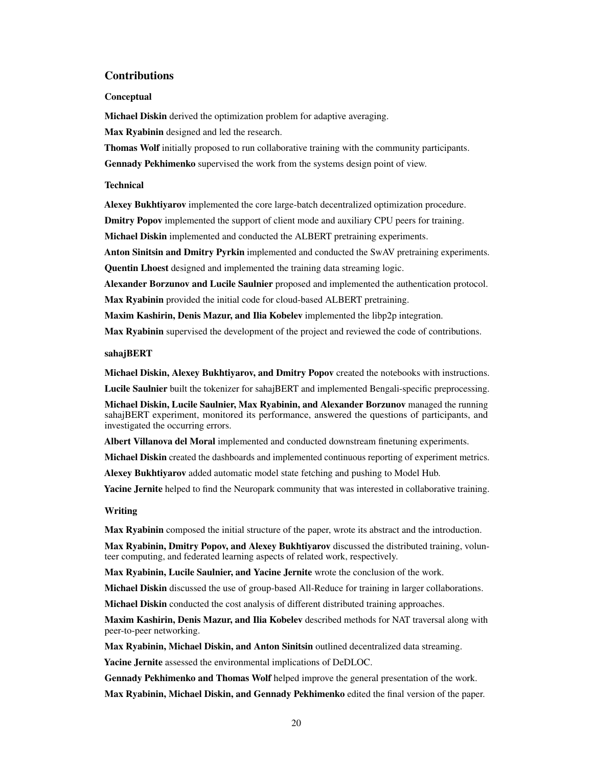## Contributions

### Conceptual

**Michael Diskin** derived the optimization problem for adaptive averaging.

**Max Ryabinin** designed and led the research.

**Thomas Wolf** initially proposed to run collaborative training with the community participants.

**Gennady Pekhimenko** supervised the work from the systems design point of view.

### Technical

**Alexey Bukhtiyarov** implemented the core large-batch decentralized optimization procedure.

**Dmitry Popov** implemented the support of client mode and auxiliary CPU peers for training.

**Michael Diskin** implemented and conducted the ALBERT pretraining experiments.

**Anton Sinitsin and Dmitry Pyrkin** implemented and conducted the SwAV pretraining experiments.

**Quentin Lhoest** designed and implemented the training data streaming logic.

**Alexander Borzunov and Lucile Saulnier** proposed and implemented the authentication protocol.

**Max Ryabinin** provided the initial code for cloud-based ALBERT pretraining.

**Maxim Kashirin, Denis Mazur, and Ilia Kobelev** implemented the libp2p integration.

**Max Ryabinin** supervised the development of the project and reviewed the code of contributions.

### sahajBERT

**Michael Diskin, Alexey Bukhtiyarov, and Dmitry Popov** created the notebooks with instructions.

**Lucile Saulnier** built the tokenizer for sahajBERT and implemented Bengali-specific preprocessing.

**Michael Diskin, Lucile Saulnier, Max Ryabinin, and Alexander Borzunov** managed the running sahajBERT experiment, monitored its performance, answered the questions of participants, and investigated the occurring errors.

**Albert Villanova del Moral** implemented and conducted downstream finetuning experiments.

**Michael Diskin** created the dashboards and implemented continuous reporting of experiment metrics.

**Alexey Bukhtiyarov** added automatic model state fetching and pushing to Model Hub.

**Yacine Jernite** helped to find the Neuropark community that was interested in collaborative training.

### Writing

**Max Ryabinin** composed the initial structure of the paper, wrote its abstract and the introduction.

**Max Ryabinin, Dmitry Popov, and Alexey Bukhtiyarov** discussed the distributed training, volunteer computing, and federated learning aspects of related work, respectively.

**Max Ryabinin, Lucile Saulnier, and Yacine Jernite** wrote the conclusion of the work.

**Michael Diskin** discussed the use of group-based All-Reduce for training in larger collaborations.

**Michael Diskin** conducted the cost analysis of different distributed training approaches.

**Maxim Kashirin, Denis Mazur, and Ilia Kobelev** described methods for NAT traversal along with peer-to-peer networking.

**Max Ryabinin, Michael Diskin, and Anton Sinitsin** outlined decentralized data streaming.

**Yacine Jernite** assessed the environmental implications of DeDLOC.

**Gennady Pekhimenko and Thomas Wolf** helped improve the general presentation of the work.

**Max Ryabinin, Michael Diskin, and Gennady Pekhimenko** edited the final version of the paper.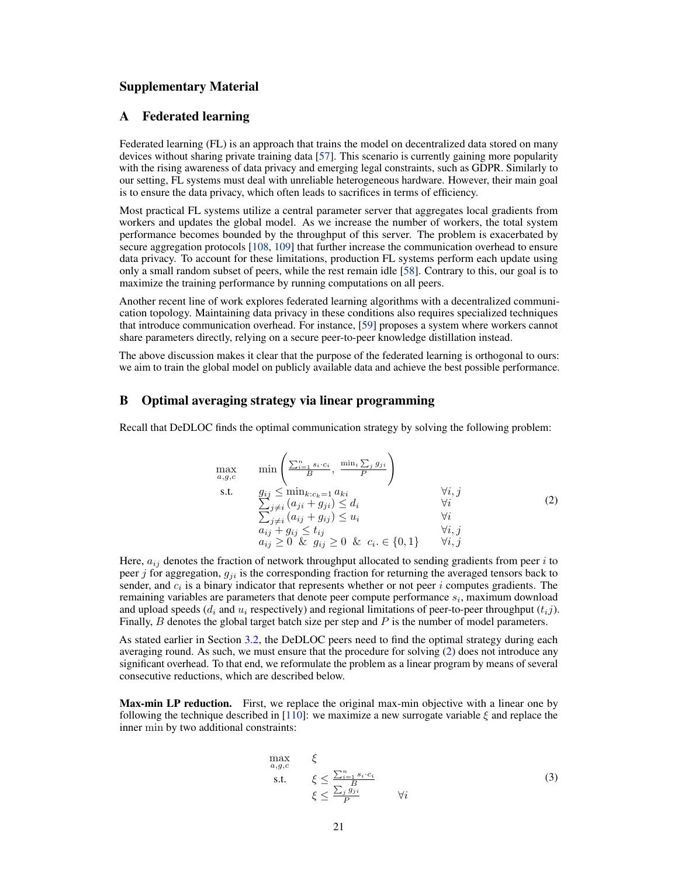# Supplementary Material

## A Federated learning

Federated learning (FL) is an approach that trains the model on decentralized data stored on many devices without sharing private training data [57]. This scenario is currently gaining more popularity with the rising awareness of data privacy and emerging legal constraints, such as GDPR. Similarly to our setting, FL systems must deal with unreliable heterogeneous hardware. However, their main goal is to ensure the data privacy, which often leads to sacrifices in terms of efficiency.

Most practical FL systems utilize a central parameter server that aggregates local gradients from workers and updates the global model. As we increase the number of workers, the total system performance becomes bounded by the throughput of this server. The problem is exacerbated by secure aggregation protocols [108, 109] that further increase the communication overhead to ensure data privacy. To account for these limitations, production FL systems perform each update using only a small random subset of peers, while the rest remain idle [58]. Contrary to this, our goal is to maximize the training performance by running computations on all peers.

Another recent line of work explores federated learning algorithms with a decentralized communication topology. Maintaining data privacy in these conditions also requires specialized techniques that introduce communication overhead. For instance, [59] proposes a system where workers cannot share parameters directly, relying on a secure peer-to-peer knowledge distillation instead.

The above discussion makes it clear that the purpose of the federated learning is orthogonal to ours: we aim to train the global model on publicly available data and achieve the best possible performance.

## B Optimal averaging strategy via linear programming

Recall that DeDLOC finds the optimal communication strategy by solving the following problem:

$$
\begin{array}{lll}
\max\limits_{a,g,c} & \min\left(\frac{\sum_{i=1}^{n} s_i \cdot c_i}{B},\ \frac{\min_i \sum_j g_{ji}}{P}\right) & \\
\text{s.t.} & g_{ij} \leq \min_{k: c_k = 1} a_{ki} & \forall i, j \\
& \sum_{j \neq i} \left(a_{ji} + g_{ji}\right) \leq d_i & \forall i \\
& \sum_{j \neq i} \left(a_{ij} + g_{ij}\right) \leq u_i & \forall i \\
& a_{ij} + g_{ij} \leq t_{ij} & \forall i, j \\
& a_{ij} \geq 0 \ \ \& \ \ g_{ij} \geq 0 \ \ \& \ \ c_i \in \{0, 1\} & \forall i, j
\end{array}
\tag{2}
$$

Here, $a_{ij}$ denotes the fraction of network throughput allocated to sending gradients from peer $i$ to peer $j$ for aggregation, $g_{ji}$ is the corresponding fraction for returning the averaged tensors back to sender, and $c_i$ is a binary indicator that represents whether or not peer $i$ computes gradients. The remaining variables are parameters that denote peer compute performance $s_i$, maximum download and upload speeds ($d_i$ and $u_i$ respectively) and regional limitations of peer-to-peer throughput ($t_i j$). Finally, $B$ denotes the global target batch size per step and $P$ is the number of model parameters.

As stated earlier in Section 3.2, the DeDLOC peers need to find the optimal strategy during each averaging round. As such, we must ensure that the procedure for solving (2) does not introduce any significant overhead. To that end, we reformulate the problem as a linear program by means of several consecutive reductions, which are described below.

**Max-min LP reduction.** First, we replace the original max-min objective with a linear one by following the technique described in [110]: we maximize a new surrogate variable $\xi$ and replace the inner min by two additional constraints:

$$
\begin{array}{lll}
\max\limits_{a,g,c} & \xi & \\
\text{s.t.} & \xi \leq \frac{\sum_{i=1}^{n} s_i \cdot c_i}{B} & \\
& \xi \leq \frac{\sum_j g_{ji}}{P} & \forall i
\end{array}
\tag{3}
$$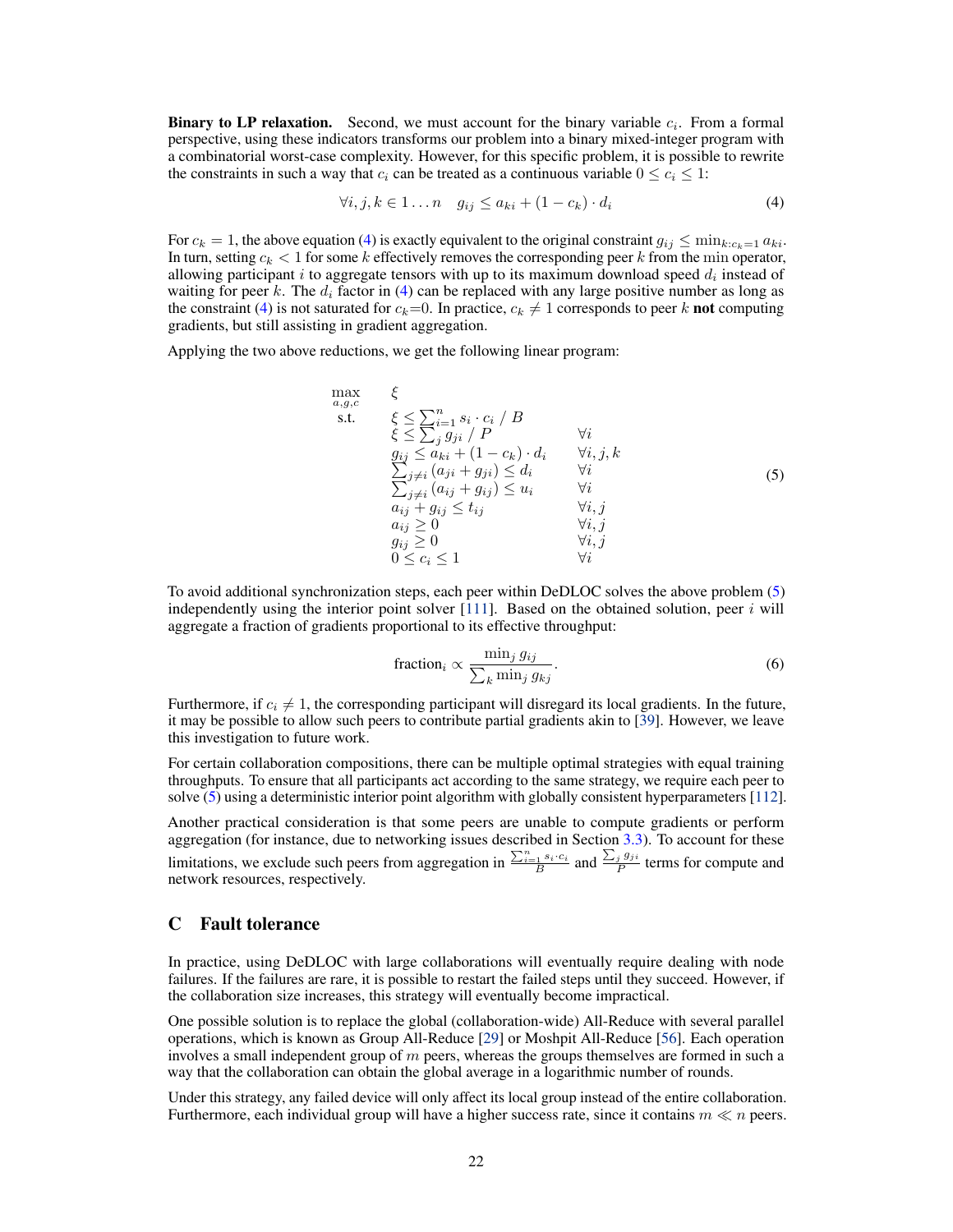**Binary to LP relaxation.** Second, we must account for the binary variable $c_i$. From a formal perspective, using these indicators transforms our problem into a binary mixed-integer program with a combinatorial worst-case complexity. However, for this specific problem, it is possible to rewrite the constraints in such a way that $c_i$ can be treated as a continuous variable $0 \le c_i \le 1$:

$$\forall i, j, k \in 1 \ldots n \quad g_{ij} \le a_{ki} + (1 - c_k) \cdot d_i \tag{4}$$

For $c_k = 1$, the above equation (4) is exactly equivalent to the original constraint $g_{ij} \le \min_{k: c_k=1} a_{ki}$. In turn, setting $c_k < 1$ for some $k$ effectively removes the corresponding peer $k$ from the $\min$ operator, allowing participant $i$ to aggregate tensors with up to its maximum download speed $d_i$ instead of waiting for peer $k$. The $d_i$ factor in (4) can be replaced with any large positive number as long as the constraint (4) is not saturated for $c_k$=0. In practice, $c_k \ne 1$ corresponds to peer $k$ **not** computing gradients, but still assisting in gradient aggregation.

Applying the two above reductions, we get the following linear program:

$$
\begin{array}{lll}
\max\limits_{a,g,c} & \xi & \\
\text{s.t.} & \xi \le \sum_{i=1}^{n} s_i \cdot c_i \;/\; B & \\
& \xi \le \sum_j g_{ji} \;/\; P & \forall i \\
& g_{ij} \le a_{ki} + (1 - c_k) \cdot d_i & \forall i, j, k \\
& \sum_{j \ne i} (a_{ji} + g_{ji}) \le d_i & \forall i \\
& \sum_{j \ne i} (a_{ij} + g_{ij}) \le u_i & \forall i \\
& a_{ij} + g_{ij} \le t_{ij} & \forall i, j \\
& a_{ij} \ge 0 & \forall i, j \\
& g_{ij} \ge 0 & \forall i, j \\
& 0 \le c_i \le 1 & \forall i
\end{array} \tag{5}
$$

To avoid additional synchronization steps, each peer within DeDLOC solves the above problem (5) independently using the interior point solver [111]. Based on the obtained solution, peer $i$ will aggregate a fraction of gradients proportional to its effective throughput:

$$\text{fraction}_i \propto \frac{\min_j g_{ij}}{\sum_k \min_j g_{kj}}. \tag{6}$$

Furthermore, if $c_i \ne 1$, the corresponding participant will disregard its local gradients. In the future, it may be possible to allow such peers to contribute partial gradients akin to [39]. However, we leave this investigation to future work.

For certain collaboration compositions, there can be multiple optimal strategies with equal training throughputs. To ensure that all participants act according to the same strategy, we require each peer to solve (5) using a deterministic interior point algorithm with globally consistent hyperparameters [112].

Another practical consideration is that some peers are unable to compute gradients or perform aggregation (for instance, due to networking issues described in Section 3.3). To account for these limitations, we exclude such peers from aggregation in $\frac{\sum_{i=1}^{n} s_i \cdot c_i}{B}$ and $\frac{\sum_j g_{ji}}{P}$ terms for compute and network resources, respectively.

## C Fault tolerance

In practice, using DeDLOC with large collaborations will eventually require dealing with node failures. If the failures are rare, it is possible to restart the failed steps until they succeed. However, if the collaboration size increases, this strategy will eventually become impractical.

One possible solution is to replace the global (collaboration-wide) All-Reduce with several parallel operations, which is known as Group All-Reduce [29] or Moshpit All-Reduce [56]. Each operation involves a small independent group of $m$ peers, whereas the groups themselves are formed in such a way that the collaboration can obtain the global average in a logarithmic number of rounds.

Under this strategy, any failed device will only affect its local group instead of the entire collaboration. Furthermore, each individual group will have a higher success rate, since it contains $m \ll n$ peers.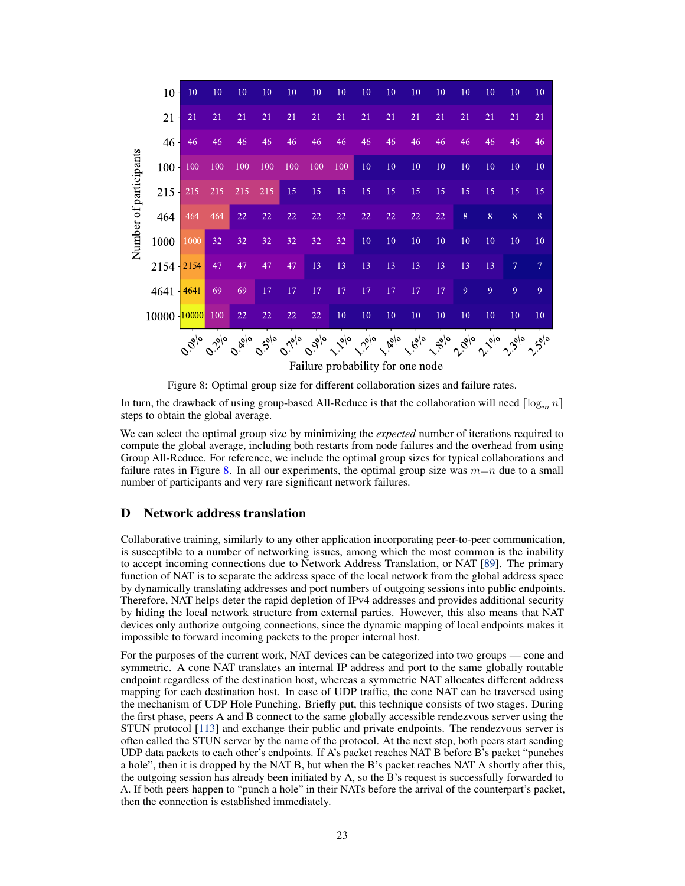| Number of participants | 0.0% | 0.2% | 0.4% | 0.5% | 0.7% | 0.9% | 1.1% | 1.2% | 1.4% | 1.6% | 1.8% | 2.0% | 2.1% | 2.3% | 2.5% |
|---|---|---|---|---|---|---|---|---|---|---|---|---|---|---|---|
| 10 | 10 | 10 | 10 | 10 | 10 | 10 | 10 | 10 | 10 | 10 | 10 | 10 | 10 | 10 | 10 |
| 21 | 21 | 21 | 21 | 21 | 21 | 21 | 21 | 21 | 21 | 21 | 21 | 21 | 21 | 21 | 21 |
| 46 | 46 | 46 | 46 | 46 | 46 | 46 | 46 | 46 | 46 | 46 | 46 | 46 | 46 | 46 | 46 |
| 100 | 100 | 100 | 100 | 100 | 100 | 100 | 100 | 10 | 10 | 10 | 10 | 10 | 10 | 10 | 10 |
| 215 | 215 | 215 | 215 | 215 | 15 | 15 | 15 | 15 | 15 | 15 | 15 | 15 | 15 | 15 | 15 |
| 464 | 464 | 464 | 22 | 22 | 22 | 22 | 22 | 22 | 22 | 22 | 22 | 8 | 8 | 8 | 8 |
| 1000 | 1000 | 32 | 32 | 32 | 32 | 32 | 32 | 10 | 10 | 10 | 10 | 10 | 10 | 10 | 10 |
| 2154 | 2154 | 47 | 47 | 47 | 47 | 13 | 13 | 13 | 13 | 13 | 13 | 13 | 13 | 7 | 7 |
| 4641 | 4641 | 69 | 69 | 17 | 17 | 17 | 17 | 17 | 17 | 17 | 17 | 9 | 9 | 9 | 9 |
| 10000 | 10000 | 100 | 22 | 22 | 22 | 22 | 10 | 10 | 10 | 10 | 10 | 10 | 10 | 10 | 10 |

Failure probability for one node

Figure 8: Optimal group size for different collaboration sizes and failure rates.

In turn, the drawback of using group-based All-Reduce is that the collaboration will need $\lceil \log_m n \rceil$ steps to obtain the global average.

We can select the optimal group size by minimizing the *expected* number of iterations required to compute the global average, including both restarts from node failures and the overhead from using Group All-Reduce. For reference, we include the optimal group sizes for typical collaborations and failure rates in Figure 8. In all our experiments, the optimal group size was $m{=}n$ due to a small number of participants and very rare significant network failures.

## D Network address translation

Collaborative training, similarly to any other application incorporating peer-to-peer communication, is susceptible to a number of networking issues, among which the most common is the inability to accept incoming connections due to Network Address Translation, or NAT [89]. The primary function of NAT is to separate the address space of the local network from the global address space by dynamically translating addresses and port numbers of outgoing sessions into public endpoints. Therefore, NAT helps deter the rapid depletion of IPv4 addresses and provides additional security by hiding the local network structure from external parties. However, this also means that NAT devices only authorize outgoing connections, since the dynamic mapping of local endpoints makes it impossible to forward incoming packets to the proper internal host.

For the purposes of the current work, NAT devices can be categorized into two groups — cone and symmetric. A cone NAT translates an internal IP address and port to the same globally routable endpoint regardless of the destination host, whereas a symmetric NAT allocates different address mapping for each destination host. In case of UDP traffic, the cone NAT can be traversed using the mechanism of UDP Hole Punching. Briefly put, this technique consists of two stages. During the first phase, peers A and B connect to the same globally accessible rendezvous server using the STUN protocol [113] and exchange their public and private endpoints. The rendezvous server is often called the STUN server by the name of the protocol. At the next step, both peers start sending UDP data packets to each other's endpoints. If A's packet reaches NAT B before B's packet "punches a hole", then it is dropped by the NAT B, but when the B's packet reaches NAT A shortly after this, the outgoing session has already been initiated by A, so the B's request is successfully forwarded to A. If both peers happen to "punch a hole" in their NATs before the arrival of the counterpart's packet, then the connection is established immediately.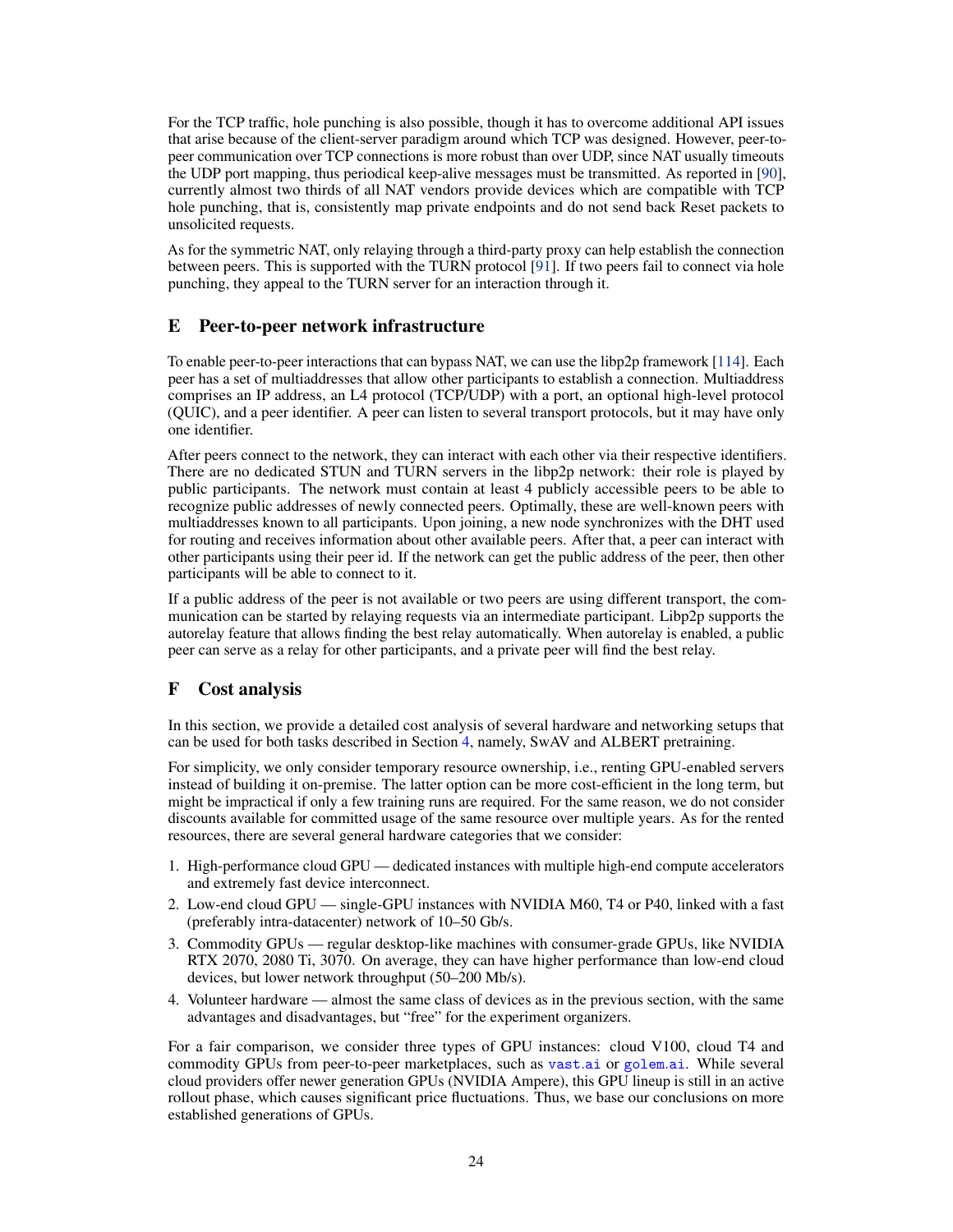For the TCP traffic, hole punching is also possible, though it has to overcome additional API issues that arise because of the client-server paradigm around which TCP was designed. However, peer-to-peer communication over TCP connections is more robust than over UDP, since NAT usually timeouts the UDP port mapping, thus periodical keep-alive messages must be transmitted. As reported in [90], currently almost two thirds of all NAT vendors provide devices which are compatible with TCP hole punching, that is, consistently map private endpoints and do not send back Reset packets to unsolicited requests.

As for the symmetric NAT, only relaying through a third-party proxy can help establish the connection between peers. This is supported with the TURN protocol [91]. If two peers fail to connect via hole punching, they appeal to the TURN server for an interaction through it.

# E Peer-to-peer network infrastructure

To enable peer-to-peer interactions that can bypass NAT, we can use the libp2p framework [114]. Each peer has a set of multiaddresses that allow other participants to establish a connection. Multiaddress comprises an IP address, an L4 protocol (TCP/UDP) with a port, an optional high-level protocol (QUIC), and a peer identifier. A peer can listen to several transport protocols, but it may have only one identifier.

After peers connect to the network, they can interact with each other via their respective identifiers. There are no dedicated STUN and TURN servers in the libp2p network: their role is played by public participants. The network must contain at least 4 publicly accessible peers to be able to recognize public addresses of newly connected peers. Optimally, these are well-known peers with multiaddresses known to all participants. Upon joining, a new node synchronizes with the DHT used for routing and receives information about other available peers. After that, a peer can interact with other participants using their peer id. If the network can get the public address of the peer, then other participants will be able to connect to it.

If a public address of the peer is not available or two peers are using different transport, the communication can be started by relaying requests via an intermediate participant. Libp2p supports the autorelay feature that allows finding the best relay automatically. When autorelay is enabled, a public peer can serve as a relay for other participants, and a private peer will find the best relay.

# F Cost analysis

In this section, we provide a detailed cost analysis of several hardware and networking setups that can be used for both tasks described in Section 4, namely, SwAV and ALBERT pretraining.

For simplicity, we only consider temporary resource ownership, i.e., renting GPU-enabled servers instead of building it on-premise. The latter option can be more cost-efficient in the long term, but might be impractical if only a few training runs are required. For the same reason, we do not consider discounts available for committed usage of the same resource over multiple years. As for the rented resources, there are several general hardware categories that we consider:

1. High-performance cloud GPU — dedicated instances with multiple high-end compute accelerators and extremely fast device interconnect.
2. Low-end cloud GPU — single-GPU instances with NVIDIA M60, T4 or P40, linked with a fast (preferably intra-datacenter) network of 10–50 Gb/s.
3. Commodity GPUs — regular desktop-like machines with consumer-grade GPUs, like NVIDIA RTX 2070, 2080 Ti, 3070. On average, they can have higher performance than low-end cloud devices, but lower network throughput (50–200 Mb/s).
4. Volunteer hardware — almost the same class of devices as in the previous section, with the same advantages and disadvantages, but "free" for the experiment organizers.

For a fair comparison, we consider three types of GPU instances: cloud V100, cloud T4 and commodity GPUs from peer-to-peer marketplaces, such as `vast.ai` or `golem.ai`. While several cloud providers offer newer generation GPUs (NVIDIA Ampere), this GPU lineup is still in an active rollout phase, which causes significant price fluctuations. Thus, we base our conclusions on more established generations of GPUs.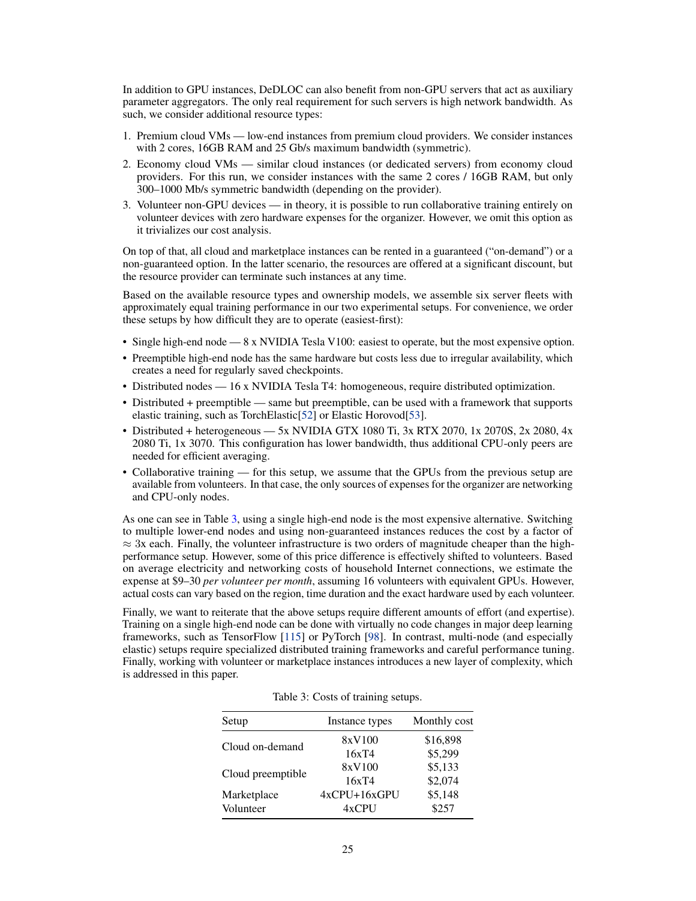In addition to GPU instances, DeDLOC can also benefit from non-GPU servers that act as auxiliary parameter aggregators. The only real requirement for such servers is high network bandwidth. As such, we consider additional resource types:

1. Premium cloud VMs — low-end instances from premium cloud providers. We consider instances with 2 cores, 16GB RAM and 25 Gb/s maximum bandwidth (symmetric).
2. Economy cloud VMs — similar cloud instances (or dedicated servers) from economy cloud providers. For this run, we consider instances with the same 2 cores / 16GB RAM, but only 300–1000 Mb/s symmetric bandwidth (depending on the provider).
3. Volunteer non-GPU devices — in theory, it is possible to run collaborative training entirely on volunteer devices with zero hardware expenses for the organizer. However, we omit this option as it trivializes our cost analysis.

On top of that, all cloud and marketplace instances can be rented in a guaranteed ("on-demand") or a non-guaranteed option. In the latter scenario, the resources are offered at a significant discount, but the resource provider can terminate such instances at any time.

Based on the available resource types and ownership models, we assemble six server fleets with approximately equal training performance in our two experimental setups. For convenience, we order these setups by how difficult they are to operate (easiest-first):

- Single high-end node — 8 x NVIDIA Tesla V100: easiest to operate, but the most expensive option.
- Preemptible high-end node has the same hardware but costs less due to irregular availability, which creates a need for regularly saved checkpoints.
- Distributed nodes — 16 x NVIDIA Tesla T4: homogeneous, require distributed optimization.
- Distributed + preemptible — same but preemptible, can be used with a framework that supports elastic training, such as TorchElastic[52] or Elastic Horovod[53].
- Distributed + heterogeneous — 5x NVIDIA GTX 1080 Ti, 3x RTX 2070, 1x 2070S, 2x 2080, 4x 2080 Ti, 1x 3070. This configuration has lower bandwidth, thus additional CPU-only peers are needed for efficient averaging.
- Collaborative training — for this setup, we assume that the GPUs from the previous setup are available from volunteers. In that case, the only sources of expenses for the organizer are networking and CPU-only nodes.

As one can see in Table 3, using a single high-end node is the most expensive alternative. Switching to multiple lower-end nodes and using non-guaranteed instances reduces the cost by a factor of $\approx$ 3x each. Finally, the volunteer infrastructure is two orders of magnitude cheaper than the high-performance setup. However, some of this price difference is effectively shifted to volunteers. Based on average electricity and networking costs of household Internet connections, we estimate the expense at $9–30 *per volunteer per month*, assuming 16 volunteers with equivalent GPUs. However, actual costs can vary based on the region, time duration and the exact hardware used by each volunteer.

Finally, we want to reiterate that the above setups require different amounts of effort (and expertise). Training on a single high-end node can be done with virtually no code changes in major deep learning frameworks, such as TensorFlow [115] or PyTorch [98]. In contrast, multi-node (and especially elastic) setups require specialized distributed training frameworks and careful performance tuning. Finally, working with volunteer or marketplace instances introduces a new layer of complexity, which is addressed in this paper.

Table 3: Costs of training setups.

| Setup | Instance types | Monthly cost |
|---|---|---|
| Cloud on-demand | 8xV100 | $16,898 |
| | 16xT4 | $5,299 |
| Cloud preemptible | 8xV100 | $5,133 |
| | 16xT4 | $2,074 |
| Marketplace | 4xCPU+16xGPU | $5,148 |
| Volunteer | 4xCPU | $257 |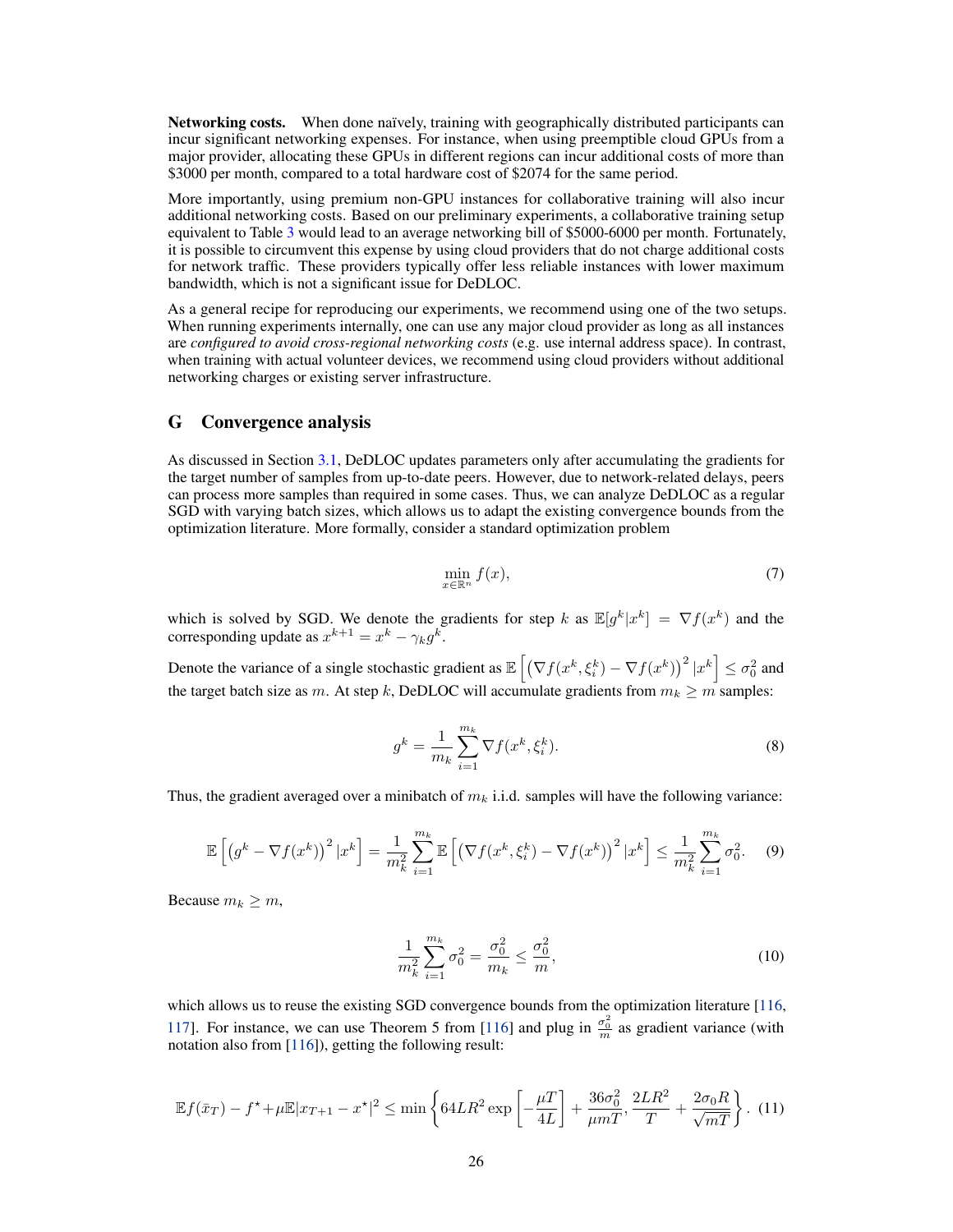**Networking costs.** When done naïvely, training with geographically distributed participants can incur significant networking expenses. For instance, when using preemptible cloud GPUs from a major provider, allocating these GPUs in different regions can incur additional costs of more than \$3000 per month, compared to a total hardware cost of \$2074 for the same period.

More importantly, using premium non-GPU instances for collaborative training will also incur additional networking costs. Based on our preliminary experiments, a collaborative training setup equivalent to Table 3 would lead to an average networking bill of \$5000-6000 per month. Fortunately, it is possible to circumvent this expense by using cloud providers that do not charge additional costs for network traffic. These providers typically offer less reliable instances with lower maximum bandwidth, which is not a significant issue for DeDLOC.

As a general recipe for reproducing our experiments, we recommend using one of the two setups. When running experiments internally, one can use any major cloud provider as long as all instances are *configured to avoid cross-regional networking costs* (e.g. use internal address space). In contrast, when training with actual volunteer devices, we recommend using cloud providers without additional networking charges or existing server infrastructure.

## G Convergence analysis

As discussed in Section 3.1, DeDLOC updates parameters only after accumulating the gradients for the target number of samples from up-to-date peers. However, due to network-related delays, peers can process more samples than required in some cases. Thus, we can analyze DeDLOC as a regular SGD with varying batch sizes, which allows us to adapt the existing convergence bounds from the optimization literature. More formally, consider a standard optimization problem

$$\min_{x \in \mathbb{R}^n} f(x), \tag{7}$$

which is solved by SGD. We denote the gradients for step $k$ as $\mathbb{E}[g^k|x^k] = \nabla f(x^k)$ and the corresponding update as $x^{k+1} = x^k - \gamma_k g^k$.

Denote the variance of a single stochastic gradient as $\mathbb{E}\left[\left(\nabla f(x^k, \xi_i^k) - \nabla f(x^k)\right)^2 |x^k\right] \leq \sigma_0^2$ and the target batch size as $m$. At step $k$, DeDLOC will accumulate gradients from $m_k \geq m$ samples:

$$g^k = \frac{1}{m_k} \sum_{i=1}^{m_k} \nabla f(x^k, \xi_i^k). \tag{8}$$

Thus, the gradient averaged over a minibatch of $m_k$ i.i.d. samples will have the following variance:

$$\mathbb{E}\left[\left(g^k - \nabla f(x^k)\right)^2 |x^k\right] = \frac{1}{m_k^2} \sum_{i=1}^{m_k} \mathbb{E}\left[\left(\nabla f(x^k, \xi_i^k) - \nabla f(x^k)\right)^2 |x^k\right] \leq \frac{1}{m_k^2} \sum_{i=1}^{m_k} \sigma_0^2. \tag{9}$$

Because $m_k \geq m$,

$$\frac{1}{m_k^2} \sum_{i=1}^{m_k} \sigma_0^2 = \frac{\sigma_0^2}{m_k} \leq \frac{\sigma_0^2}{m}, \tag{10}$$

which allows us to reuse the existing SGD convergence bounds from the optimization literature [116, 117]. For instance, we can use Theorem 5 from [116] and plug in $\frac{\sigma_0^2}{m}$ as gradient variance (with notation also from [116]), getting the following result:

$$\mathbb{E}f(\bar{x}_T) - f^\star + \mu \mathbb{E}|x_{T+1} - x^\star|^2 \leq \min\left\{64LR^2 \exp\left[-\frac{\mu T}{4L}\right] + \frac{36\sigma_0^2}{\mu m T}, \frac{2LR^2}{T} + \frac{2\sigma_0 R}{\sqrt{mT}}\right\}. \tag{11}$$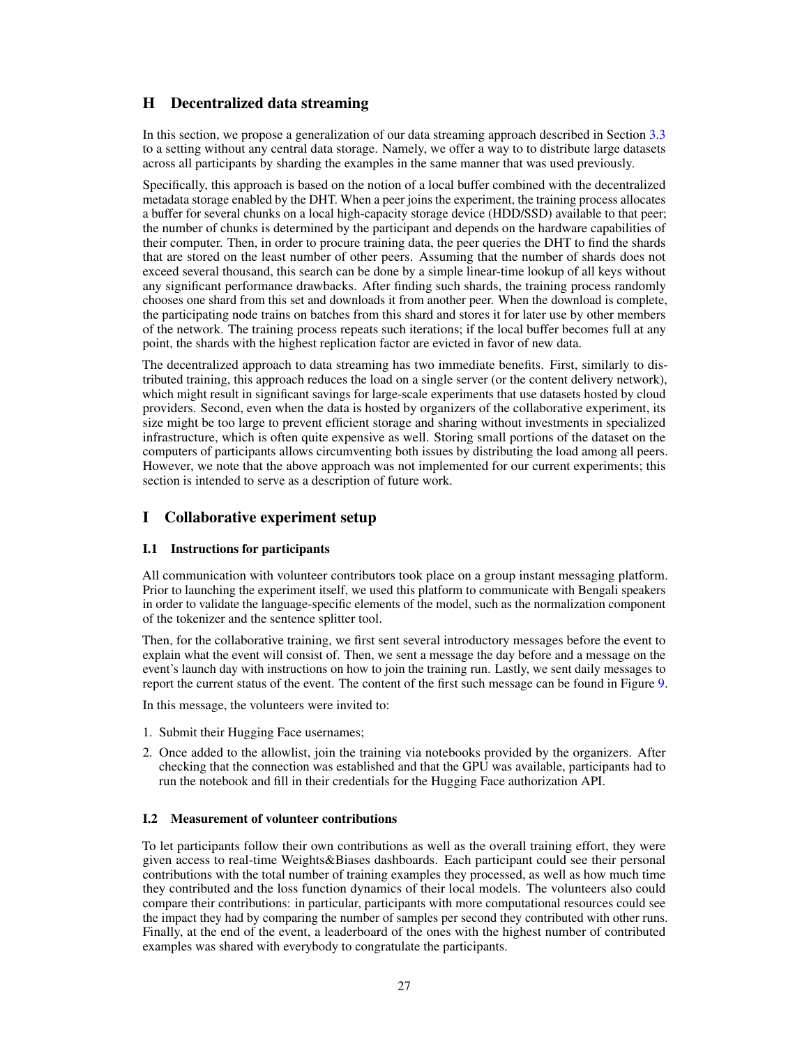# H Decentralized data streaming

In this section, we propose a generalization of our data streaming approach described in Section 3.3 to a setting without any central data storage. Namely, we offer a way to to distribute large datasets across all participants by sharding the examples in the same manner that was used previously.

Specifically, this approach is based on the notion of a local buffer combined with the decentralized metadata storage enabled by the DHT. When a peer joins the experiment, the training process allocates a buffer for several chunks on a local high-capacity storage device (HDD/SSD) available to that peer; the number of chunks is determined by the participant and depends on the hardware capabilities of their computer. Then, in order to procure training data, the peer queries the DHT to find the shards that are stored on the least number of other peers. Assuming that the number of shards does not exceed several thousand, this search can be done by a simple linear-time lookup of all keys without any significant performance drawbacks. After finding such shards, the training process randomly chooses one shard from this set and downloads it from another peer. When the download is complete, the participating node trains on batches from this shard and stores it for later use by other members of the network. The training process repeats such iterations; if the local buffer becomes full at any point, the shards with the highest replication factor are evicted in favor of new data.

The decentralized approach to data streaming has two immediate benefits. First, similarly to distributed training, this approach reduces the load on a single server (or the content delivery network), which might result in significant savings for large-scale experiments that use datasets hosted by cloud providers. Second, even when the data is hosted by organizers of the collaborative experiment, its size might be too large to prevent efficient storage and sharing without investments in specialized infrastructure, which is often quite expensive as well. Storing small portions of the dataset on the computers of participants allows circumventing both issues by distributing the load among all peers. However, we note that the above approach was not implemented for our current experiments; this section is intended to serve as a description of future work.

# I Collaborative experiment setup

## I.1 Instructions for participants

All communication with volunteer contributors took place on a group instant messaging platform. Prior to launching the experiment itself, we used this platform to communicate with Bengali speakers in order to validate the language-specific elements of the model, such as the normalization component of the tokenizer and the sentence splitter tool.

Then, for the collaborative training, we first sent several introductory messages before the event to explain what the event will consist of. Then, we sent a message the day before and a message on the event's launch day with instructions on how to join the training run. Lastly, we sent daily messages to report the current status of the event. The content of the first such message can be found in Figure 9.

In this message, the volunteers were invited to:

1. Submit their Hugging Face usernames;
2. Once added to the allowlist, join the training via notebooks provided by the organizers. After checking that the connection was established and that the GPU was available, participants had to run the notebook and fill in their credentials for the Hugging Face authorization API.

## I.2 Measurement of volunteer contributions

To let participants follow their own contributions as well as the overall training effort, they were given access to real-time Weights&Biases dashboards. Each participant could see their personal contributions with the total number of training examples they processed, as well as how much time they contributed and the loss function dynamics of their local models. The volunteers also could compare their contributions: in particular, participants with more computational resources could see the impact they had by comparing the number of samples per second they contributed with other runs. Finally, at the end of the event, a leaderboard of the ones with the highest number of contributed examples was shared with everybody to congratulate the participants.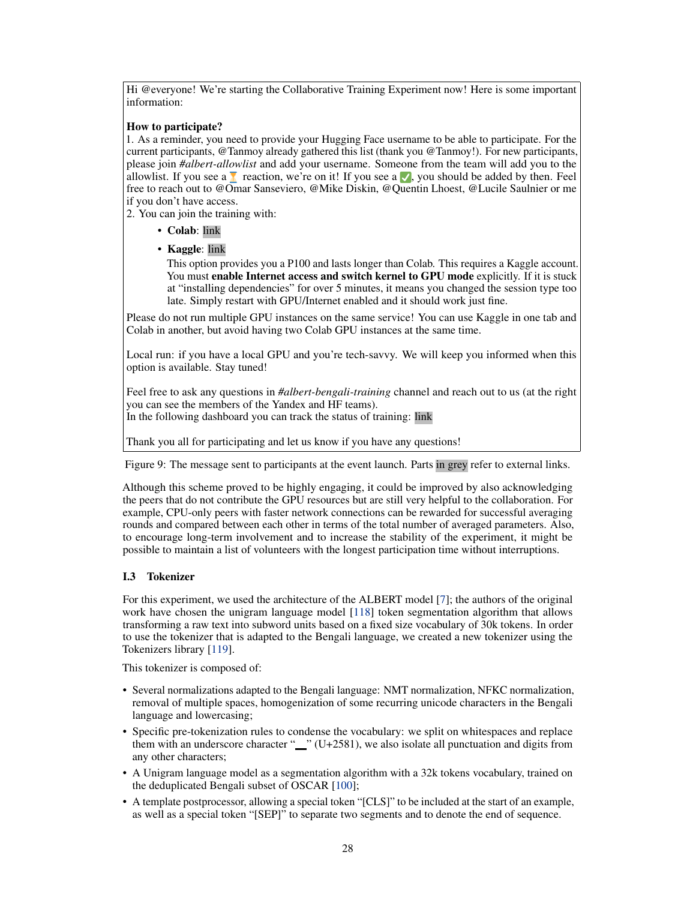Hi @everyone! We're starting the Collaborative Training Experiment now! Here is some important information:

**How to participate?**

1. As a reminder, you need to provide your Hugging Face username to be able to participate. For the current participants, @Tanmoy already gathered this list (thank you @Tanmoy!). For new participants, please join *#albert-allowlist* and add your username. Someone from the team will add you to the allowlist. If you see a ⏳ reaction, we're on it! If you see a ✅, you should be added by then. Feel free to reach out to @Omar Sanseviero, @Mike Diskin, @Quentin Lhoest, @Lucile Saulnier or me if you don't have access.
2. You can join the training with:
   - **Colab**: link
   - **Kaggle**: link
     This option provides you a P100 and lasts longer than Colab. This requires a Kaggle account. You must **enable Internet access and switch kernel to GPU mode** explicitly. If it is stuck at "installing dependencies" for over 5 minutes, it means you changed the session type too late. Simply restart with GPU/Internet enabled and it should work just fine.

Please do not run multiple GPU instances on the same service! You can use Kaggle in one tab and Colab in another, but avoid having two Colab GPU instances at the same time.

Local run: if you have a local GPU and you're tech-savvy. We will keep you informed when this option is available. Stay tuned!

Feel free to ask any questions in *#albert-bengali-training* channel and reach out to us (at the right you can see the members of the Yandex and HF teams).
In the following dashboard you can track the status of training: link

Thank you all for participating and let us know if you have any questions!

Figure 9: The message sent to participants at the event launch. Parts in grey refer to external links.

Although this scheme proved to be highly engaging, it could be improved by also acknowledging the peers that do not contribute the GPU resources but are still very helpful to the collaboration. For example, CPU-only peers with faster network connections can be rewarded for successful averaging rounds and compared between each other in terms of the total number of averaged parameters. Also, to encourage long-term involvement and to increase the stability of the experiment, it might be possible to maintain a list of volunteers with the longest participation time without interruptions.

### I.3 Tokenizer

For this experiment, we used the architecture of the ALBERT model [7]; the authors of the original work have chosen the unigram language model [118] token segmentation algorithm that allows transforming a raw text into subword units based on a fixed size vocabulary of 30k tokens. In order to use the tokenizer that is adapted to the Bengali language, we created a new tokenizer using the Tokenizers library [119].

This tokenizer is composed of:

- Several normalizations adapted to the Bengali language: NMT normalization, NFKC normalization, removal of multiple spaces, homogenization of some recurring unicode characters in the Bengali language and lowercasing;
- Specific pre-tokenization rules to condense the vocabulary: we split on whitespaces and replace them with an underscore character "▁" (U+2581), we also isolate all punctuation and digits from any other characters;
- A Unigram language model as a segmentation algorithm with a 32k tokens vocabulary, trained on the deduplicated Bengali subset of OSCAR [100];
- A template postprocessor, allowing a special token "[CLS]" to be included at the start of an example, as well as a special token "[SEP]" to separate two segments and to denote the end of sequence.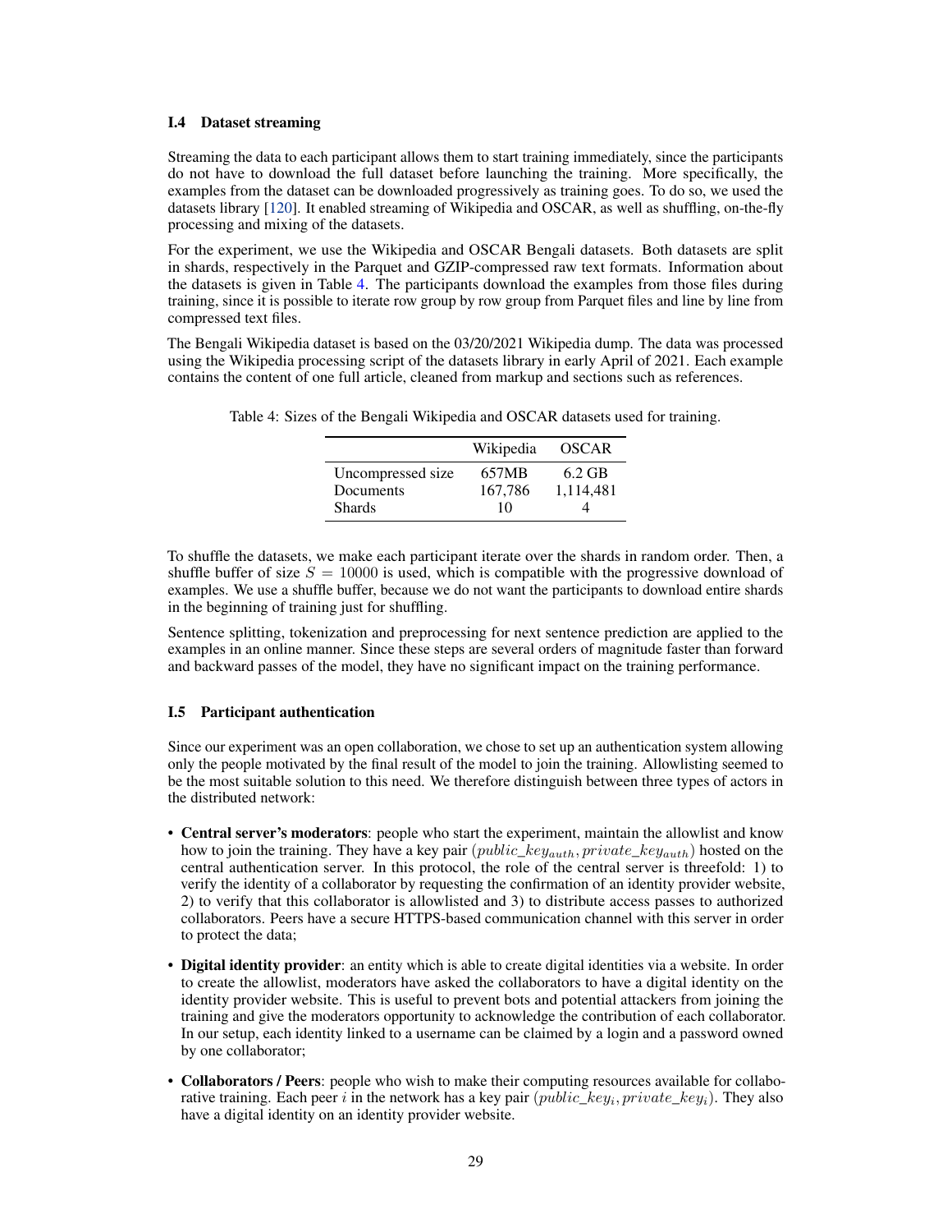### I.4 Dataset streaming

Streaming the data to each participant allows them to start training immediately, since the participants do not have to download the full dataset before launching the training. More specifically, the examples from the dataset can be downloaded progressively as training goes. To do so, we used the datasets library [120]. It enabled streaming of Wikipedia and OSCAR, as well as shuffling, on-the-fly processing and mixing of the datasets.

For the experiment, we use the Wikipedia and OSCAR Bengali datasets. Both datasets are split in shards, respectively in the Parquet and GZIP-compressed raw text formats. Information about the datasets is given in Table 4. The participants download the examples from those files during training, since it is possible to iterate row group by row group from Parquet files and line by line from compressed text files.

The Bengali Wikipedia dataset is based on the 03/20/2021 Wikipedia dump. The data was processed using the Wikipedia processing script of the datasets library in early April of 2021. Each example contains the content of one full article, cleaned from markup and sections such as references.

Table 4: Sizes of the Bengali Wikipedia and OSCAR datasets used for training.

| | Wikipedia | OSCAR |
|---|---|---|
| Uncompressed size | 657MB | 6.2 GB |
| Documents | 167,786 | 1,114,481 |
| Shards | 10 | 4 |

To shuffle the datasets, we make each participant iterate over the shards in random order. Then, a shuffle buffer of size $S = 10000$ is used, which is compatible with the progressive download of examples. We use a shuffle buffer, because we do not want the participants to download entire shards in the beginning of training just for shuffling.

Sentence splitting, tokenization and preprocessing for next sentence prediction are applied to the examples in an online manner. Since these steps are several orders of magnitude faster than forward and backward passes of the model, they have no significant impact on the training performance.

### I.5 Participant authentication

Since our experiment was an open collaboration, we chose to set up an authentication system allowing only the people motivated by the final result of the model to join the training. Allowlisting seemed to be the most suitable solution to this need. We therefore distinguish between three types of actors in the distributed network:

- **Central server's moderators**: people who start the experiment, maintain the allowlist and know how to join the training. They have a key pair $(public\_key_{auth}, private\_key_{auth})$ hosted on the central authentication server. In this protocol, the role of the central server is threefold: 1) to verify the identity of a collaborator by requesting the confirmation of an identity provider website, 2) to verify that this collaborator is allowlisted and 3) to distribute access passes to authorized collaborators. Peers have a secure HTTPS-based communication channel with this server in order to protect the data;
- **Digital identity provider**: an entity which is able to create digital identities via a website. In order to create the allowlist, moderators have asked the collaborators to have a digital identity on the identity provider website. This is useful to prevent bots and potential attackers from joining the training and give the moderators opportunity to acknowledge the contribution of each collaborator. In our setup, each identity linked to a username can be claimed by a login and a password owned by one collaborator;
- **Collaborators / Peers**: people who wish to make their computing resources available for collaborative training. Each peer $i$ in the network has a key pair $(public\_key_i, private\_key_i)$. They also have a digital identity on an identity provider website.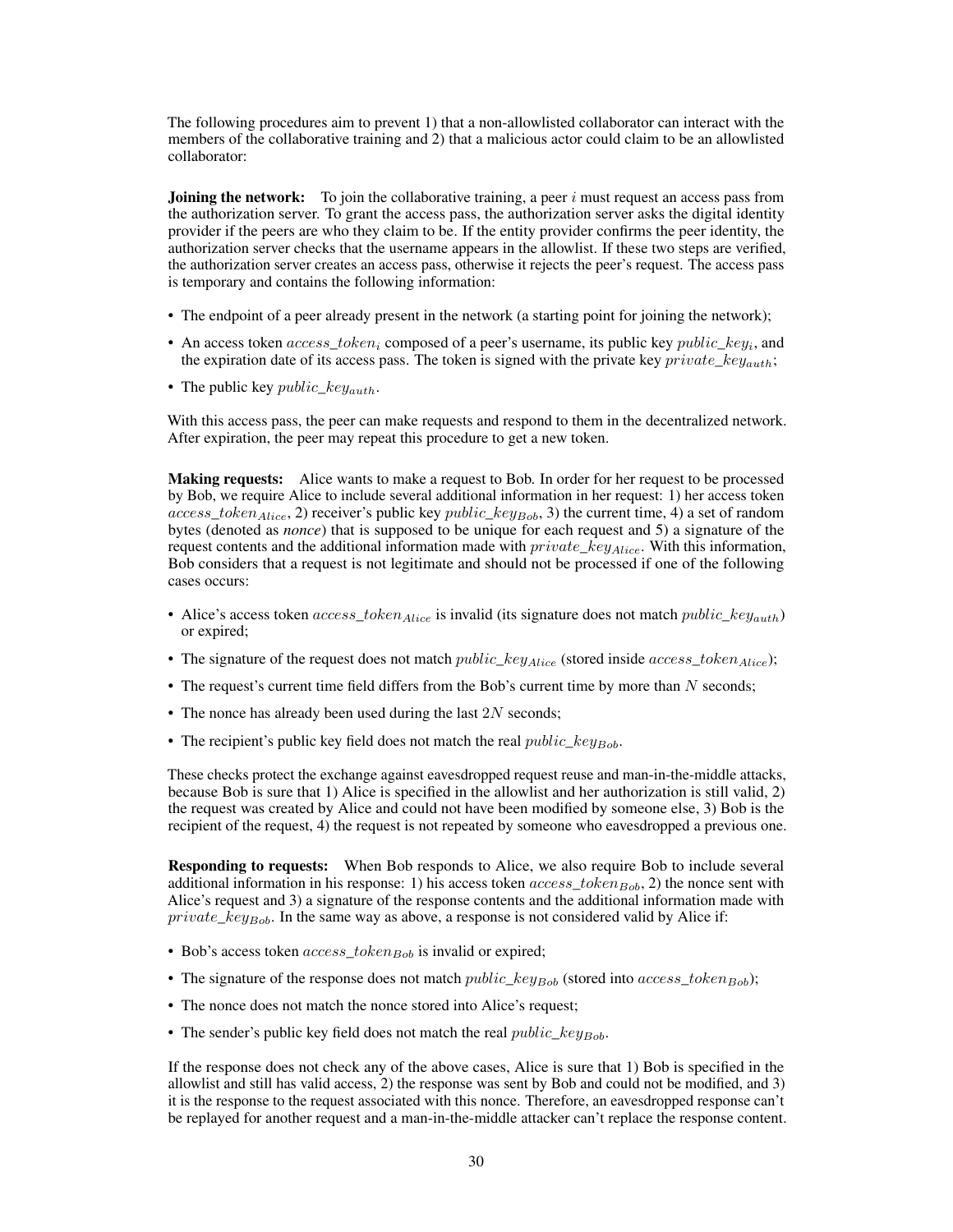The following procedures aim to prevent 1) that a non-allowlisted collaborator can interact with the members of the collaborative training and 2) that a malicious actor could claim to be an allowlisted collaborator:

**Joining the network:** To join the collaborative training, a peer $i$ must request an access pass from the authorization server. To grant the access pass, the authorization server asks the digital identity provider if the peers are who they claim to be. If the entity provider confirms the peer identity, the authorization server checks that the username appears in the allowlist. If these two steps are verified, the authorization server creates an access pass, otherwise it rejects the peer's request. The access pass is temporary and contains the following information:

- The endpoint of a peer already present in the network (a starting point for joining the network);
- An access token $access\_token_i$ composed of a peer's username, its public key $public\_key_i$, and the expiration date of its access pass. The token is signed with the private key $private\_key_{auth}$;
- The public key $public\_key_{auth}$.

With this access pass, the peer can make requests and respond to them in the decentralized network. After expiration, the peer may repeat this procedure to get a new token.

**Making requests:** Alice wants to make a request to Bob. In order for her request to be processed by Bob, we require Alice to include several additional information in her request: 1) her access token $access\_token_{Alice}$, 2) receiver's public key $public\_key_{Bob}$, 3) the current time, 4) a set of random bytes (denoted as *nonce*) that is supposed to be unique for each request and 5) a signature of the request contents and the additional information made with $private\_key_{Alice}$. With this information, Bob considers that a request is not legitimate and should not be processed if one of the following cases occurs:

- Alice's access token $access\_token_{Alice}$ is invalid (its signature does not match $public\_key_{auth}$) or expired;
- The signature of the request does not match $public\_key_{Alice}$ (stored inside $access\_token_{Alice}$);
- The request's current time field differs from the Bob's current time by more than $N$ seconds;
- The nonce has already been used during the last $2N$ seconds;
- The recipient's public key field does not match the real $public\_key_{Bob}$.

These checks protect the exchange against eavesdropped request reuse and man-in-the-middle attacks, because Bob is sure that 1) Alice is specified in the allowlist and her authorization is still valid, 2) the request was created by Alice and could not have been modified by someone else, 3) Bob is the recipient of the request, 4) the request is not repeated by someone who eavesdropped a previous one.

**Responding to requests:** When Bob responds to Alice, we also require Bob to include several additional information in his response: 1) his access token $access\_token_{Bob}$, 2) the nonce sent with Alice's request and 3) a signature of the response contents and the additional information made with $private\_key_{Bob}$. In the same way as above, a response is not considered valid by Alice if:

- Bob's access token $access\_token_{Bob}$ is invalid or expired;
- The signature of the response does not match $public\_key_{Bob}$ (stored into $access\_token_{Bob}$);
- The nonce does not match the nonce stored into Alice's request;
- The sender's public key field does not match the real $public\_key_{Bob}$.

If the response does not check any of the above cases, Alice is sure that 1) Bob is specified in the allowlist and still has valid access, 2) the response was sent by Bob and could not be modified, and 3) it is the response to the request associated with this nonce. Therefore, an eavesdropped response can't be replayed for another request and a man-in-the-middle attacker can't replace the response content.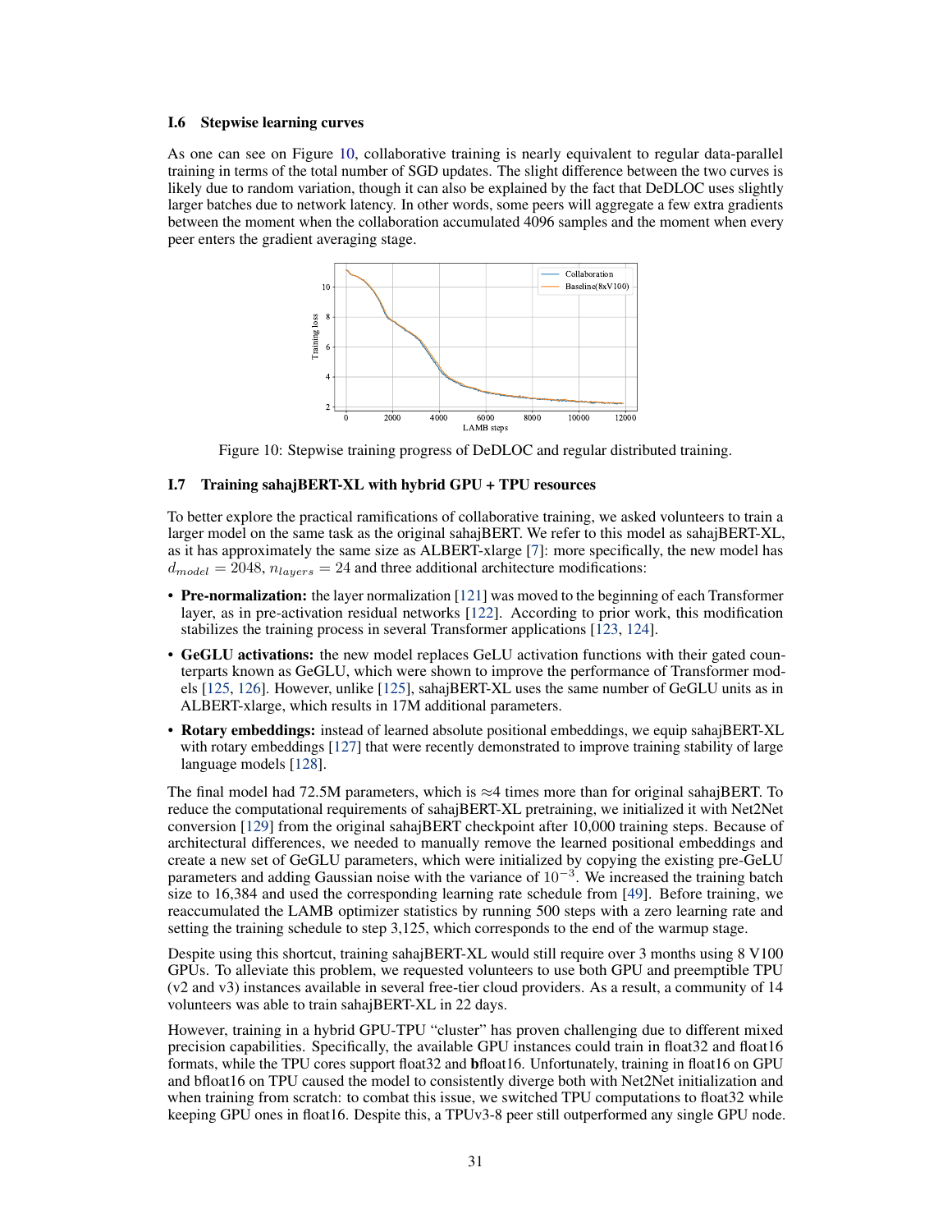### I.6 Stepwise learning curves

As one can see on Figure 10, collaborative training is nearly equivalent to regular data-parallel training in terms of the total number of SGD updates. The slight difference between the two curves is likely due to random variation, though it can also be explained by the fact that DeDLOC uses slightly larger batches due to network latency. In other words, some peers will aggregate a few extra gradients between the moment when the collaboration accumulated 4096 samples and the moment when every peer enters the gradient averaging stage.

Figure 10: Stepwise training progress of DeDLOC and regular distributed training.

### I.7 Training sahajBERT-XL with hybrid GPU + TPU resources

To better explore the practical ramifications of collaborative training, we asked volunteers to train a larger model on the same task as the original sahajBERT. We refer to this model as sahajBERT-XL, as it has approximately the same size as ALBERT-xlarge [7]: more specifically, the new model has $d_{model} = 2048$, $n_{layers} = 24$ and three additional architecture modifications:

- **Pre-normalization:** the layer normalization [121] was moved to the beginning of each Transformer layer, as in pre-activation residual networks [122]. According to prior work, this modification stabilizes the training process in several Transformer applications [123, 124].
- **GeGLU activations:** the new model replaces GeLU activation functions with their gated counterparts known as GeGLU, which were shown to improve the performance of Transformer models [125, 126]. However, unlike [125], sahajBERT-XL uses the same number of GeGLU units as in ALBERT-xlarge, which results in 17M additional parameters.
- **Rotary embeddings:** instead of learned absolute positional embeddings, we equip sahajBERT-XL with rotary embeddings [127] that were recently demonstrated to improve training stability of large language models [128].

The final model had 72.5M parameters, which is ≈4 times more than for original sahajBERT. To reduce the computational requirements of sahajBERT-XL pretraining, we initialized it with Net2Net conversion [129] from the original sahajBERT checkpoint after 10,000 training steps. Because of architectural differences, we needed to manually remove the learned positional embeddings and create a new set of GeGLU parameters, which were initialized by copying the existing pre-GeLU parameters and adding Gaussian noise with the variance of $10^{-3}$. We increased the training batch size to 16,384 and used the corresponding learning rate schedule from [49]. Before training, we reaccumulated the LAMB optimizer statistics by running 500 steps with a zero learning rate and setting the training schedule to step 3,125, which corresponds to the end of the warmup stage.

Despite using this shortcut, training sahajBERT-XL would still require over 3 months using 8 V100 GPUs. To alleviate this problem, we requested volunteers to use both GPU and preemptible TPU (v2 and v3) instances available in several free-tier cloud providers. As a result, a community of 14 volunteers was able to train sahajBERT-XL in 22 days.

However, training in a hybrid GPU-TPU "cluster" has proven challenging due to different mixed precision capabilities. Specifically, the available GPU instances could train in float32 and float16 formats, while the TPU cores support float32 and **b**float16. Unfortunately, training in float16 on GPU and bfloat16 on TPU caused the model to consistently diverge both with Net2Net initialization and when training from scratch: to combat this issue, we switched TPU computations to float32 while keeping GPU ones in float16. Despite this, a TPUv3-8 peer still outperformed any single GPU node.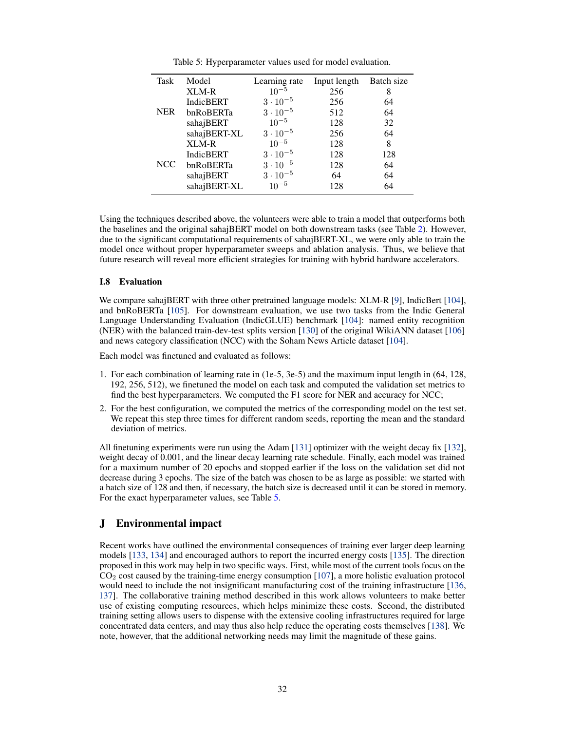Table 5: Hyperparameter values used for model evaluation.

| Task | Model | Learning rate | Input length | Batch size |
|---|---|---|---|---|
| NER | XLM-R | $10^{-5}$ | 256 | 8 |
| | IndicBERT | $3 \cdot 10^{-5}$ | 256 | 64 |
| | bnRoBERTa | $3 \cdot 10^{-5}$ | 512 | 64 |
| | sahajBERT | $10^{-5}$ | 128 | 32 |
| | sahajBERT-XL | $3 \cdot 10^{-5}$ | 256 | 64 |
| NCC | XLM-R | $10^{-5}$ | 128 | 8 |
| | IndicBERT | $3 \cdot 10^{-5}$ | 128 | 128 |
| | bnRoBERTa | $3 \cdot 10^{-5}$ | 128 | 64 |
| | sahajBERT | $3 \cdot 10^{-5}$ | 64 | 64 |
| | sahajBERT-XL | $10^{-5}$ | 128 | 64 |

Using the techniques described above, the volunteers were able to train a model that outperforms both the baselines and the original sahajBERT model on both downstream tasks (see Table 2). However, due to the significant computational requirements of sahajBERT-XL, we were only able to train the model once without proper hyperparameter sweeps and ablation analysis. Thus, we believe that future research will reveal more efficient strategies for training with hybrid hardware accelerators.

### I.8 Evaluation

We compare sahajBERT with three other pretrained language models: XLM-R [9], IndicBert [104], and bnRoBERTa [105]. For downstream evaluation, we use two tasks from the Indic General Language Understanding Evaluation (IndicGLUE) benchmark [104]: named entity recognition (NER) with the balanced train-dev-test splits version [130] of the original WikiANN dataset [106] and news category classification (NCC) with the Soham News Article dataset [104].

Each model was finetuned and evaluated as follows:

1. For each combination of learning rate in (1e-5, 3e-5) and the maximum input length in (64, 128, 192, 256, 512), we finetuned the model on each task and computed the validation set metrics to find the best hyperparameters. We computed the F1 score for NER and accuracy for NCC;
2. For the best configuration, we computed the metrics of the corresponding model on the test set. We repeat this step three times for different random seeds, reporting the mean and the standard deviation of metrics.

All finetuning experiments were run using the Adam [131] optimizer with the weight decay fix [132], weight decay of 0.001, and the linear decay learning rate schedule. Finally, each model was trained for a maximum number of 20 epochs and stopped earlier if the loss on the validation set did not decrease during 3 epochs. The size of the batch was chosen to be as large as possible: we started with a batch size of 128 and then, if necessary, the batch size is decreased until it can be stored in memory. For the exact hyperparameter values, see Table 5.

## J Environmental impact

Recent works have outlined the environmental consequences of training ever larger deep learning models [133, 134] and encouraged authors to report the incurred energy costs [135]. The direction proposed in this work may help in two specific ways. First, while most of the current tools focus on the $CO_2$ cost caused by the training-time energy consumption [107], a more holistic evaluation protocol would need to include the not insignificant manufacturing cost of the training infrastructure [136, 137]. The collaborative training method described in this work allows volunteers to make better use of existing computing resources, which helps minimize these costs. Second, the distributed training setting allows users to dispense with the extensive cooling infrastructures required for large concentrated data centers, and may thus also help reduce the operating costs themselves [138]. We note, however, that the additional networking needs may limit the magnitude of these gains.